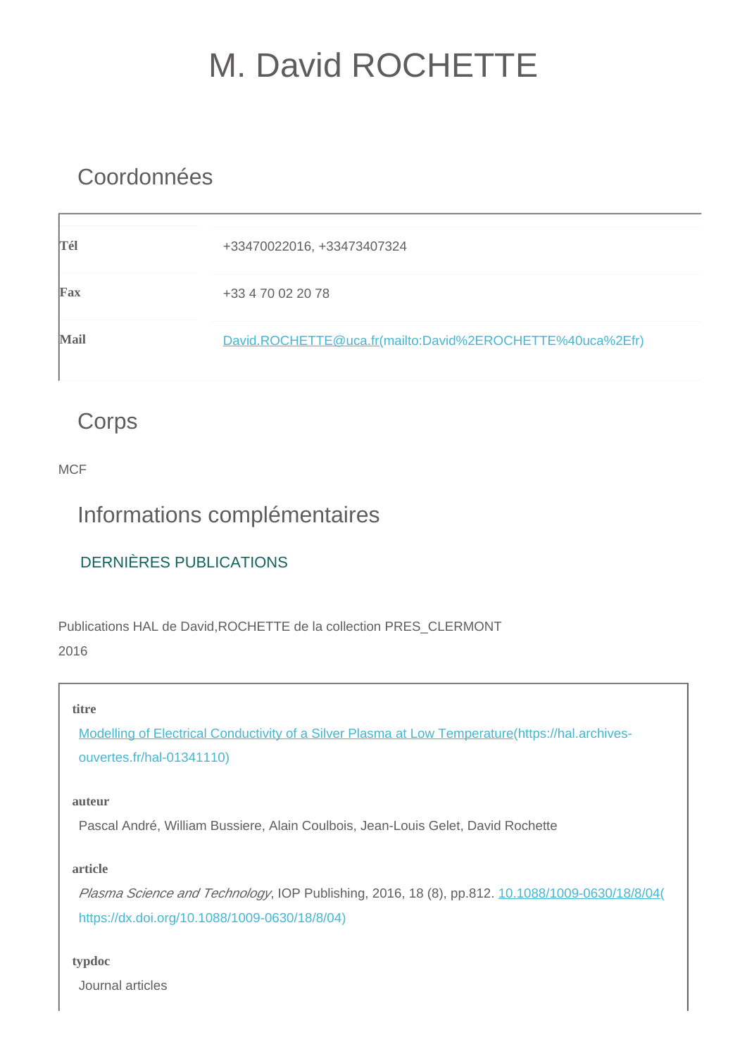# M. David ROCHETTE

## Coordonnées

| | |
|---|---|
| **Tél** | +33470022016, +33473407324 |
| **Fax** | +33 4 70 02 20 78 |
| **Mail** | [David.ROCHETTE@uca.fr](mailto:David%2EROCHETTE%40uca%2Efr)(mailto:David%2EROCHETTE%40uca%2Efr) |

## Corps

MCF

## Informations complémentaires

### DERNIÈRES PUBLICATIONS

Publications HAL de David,ROCHETTE de la collection PRES_CLERMONT

2016

**titre**

[Modelling of Electrical Conductivity of a Silver Plasma at Low Temperature](https://hal.archives-ouvertes.fr/hal-01341110)(https://hal.archives-ouvertes.fr/hal-01341110)

**auteur**

Pascal André, William Bussiere, Alain Coulbois, Jean-Louis Gelet, David Rochette

**article**

*Plasma Science and Technology*, IOP Publishing, 2016, 18 (8), pp.812. [10.1088/1009-0630/18/8/04](https://dx.doi.org/10.1088/1009-0630/18/8/04)(https://dx.doi.org/10.1088/1009-0630/18/8/04)

**typdoc**

Journal articles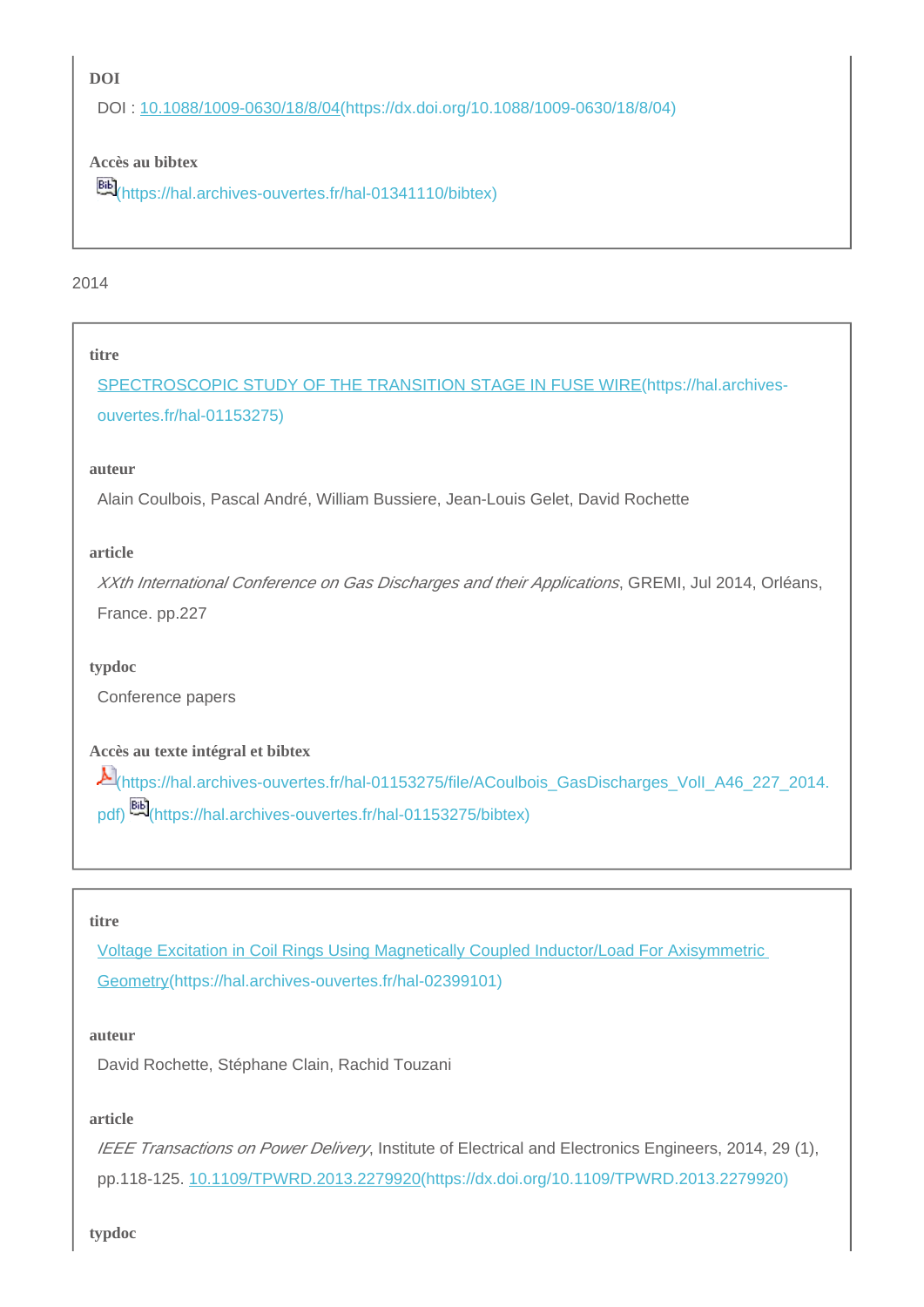**DOI**

DOI : [10.1088/1009-0630/18/8/04](https://dx.doi.org/10.1088/1009-0630/18/8/04)(https://dx.doi.org/10.1088/1009-0630/18/8/04)

**Accès au bibtex**

(https://hal.archives-ouvertes.fr/hal-01341110/bibtex)

2014

**titre**

[SPECTROSCOPIC STUDY OF THE TRANSITION STAGE IN FUSE WIRE](https://hal.archives-ouvertes.fr/hal-01153275)(https://hal.archives-ouvertes.fr/hal-01153275)

**auteur**

Alain Coulbois, Pascal André, William Bussiere, Jean-Louis Gelet, David Rochette

**article**

*XXth International Conference on Gas Discharges and their Applications*, GREMI, Jul 2014, Orléans, France. pp.227

**typdoc**

Conference papers

**Accès au texte intégral et bibtex**

(https://hal.archives-ouvertes.fr/hal-01153275/file/ACoulbois_GasDischarges_VolI_A46_227_2014.pdf) (https://hal.archives-ouvertes.fr/hal-01153275/bibtex)

**titre**

[Voltage Excitation in Coil Rings Using Magnetically Coupled Inductor/Load For Axisymmetric Geometry](https://hal.archives-ouvertes.fr/hal-02399101)(https://hal.archives-ouvertes.fr/hal-02399101)

**auteur**

David Rochette, Stéphane Clain, Rachid Touzani

**article**

*IEEE Transactions on Power Delivery*, Institute of Electrical and Electronics Engineers, 2014, 29 (1), pp.118-125. [10.1109/TPWRD.2013.2279920](https://dx.doi.org/10.1109/TPWRD.2013.2279920)(https://dx.doi.org/10.1109/TPWRD.2013.2279920)

**typdoc**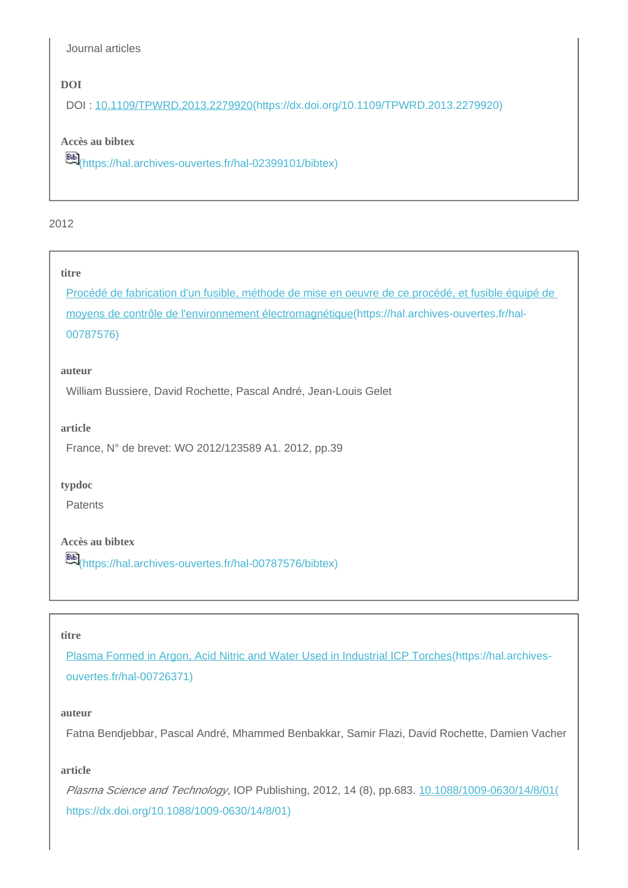Journal articles

**DOI**

DOI : [10.1109/TPWRD.2013.2279920](https://dx.doi.org/10.1109/TPWRD.2013.2279920)

**Accès au bibtex**

Bib(https://hal.archives-ouvertes.fr/hal-02399101/bibtex)

2012

**titre**

[Procédé de fabrication d'un fusible, méthode de mise en oeuvre de ce procédé, et fusible équipé de moyens de contrôle de l'environnement électromagnétique](https://hal.archives-ouvertes.fr/hal-00787576)

**auteur**

William Bussiere, David Rochette, Pascal André, Jean-Louis Gelet

**article**

France, N° de brevet: WO 2012/123589 A1. 2012, pp.39

**typdoc**

Patents

**Accès au bibtex**

Bib(https://hal.archives-ouvertes.fr/hal-00787576/bibtex)

**titre**

[Plasma Formed in Argon, Acid Nitric and Water Used in Industrial ICP Torches](https://hal.archives-ouvertes.fr/hal-00726371)

**auteur**

Fatna Bendjebbar, Pascal André, Mhammed Benbakkar, Samir Flazi, David Rochette, Damien Vacher

**article**

*Plasma Science and Technology*, IOP Publishing, 2012, 14 (8), pp.683. [10.1088/1009-0630/14/8/01](https://dx.doi.org/10.1088/1009-0630/14/8/01)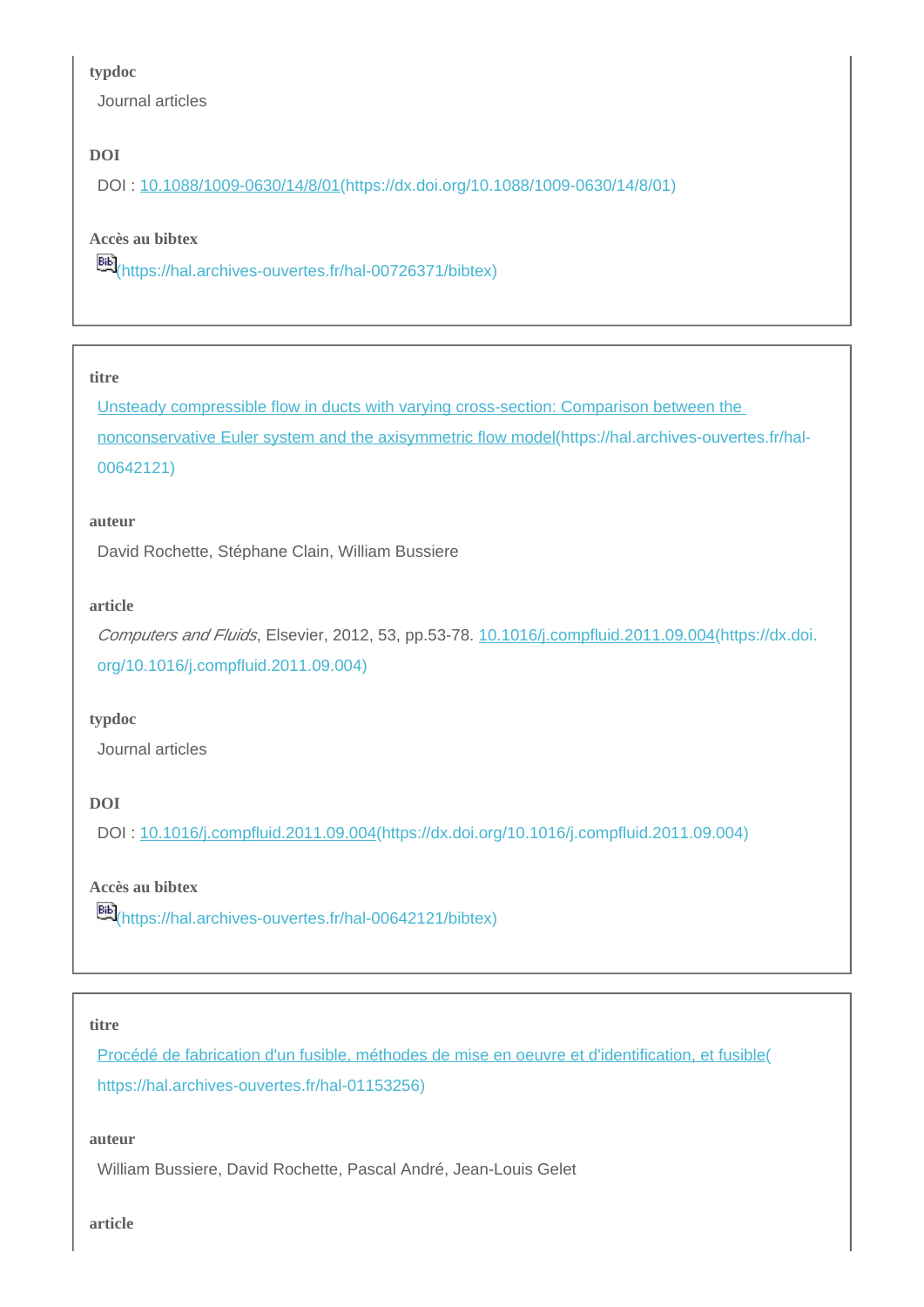**typdoc**

Journal articles

**DOI**

DOI : [10.1088/1009-0630/14/8/01](https://dx.doi.org/10.1088/1009-0630/14/8/01)(https://dx.doi.org/10.1088/1009-0630/14/8/01)

**Accès au bibtex**

Bib(https://hal.archives-ouvertes.fr/hal-00726371/bibtex)

---

**titre**

[Unsteady compressible flow in ducts with varying cross-section: Comparison between the nonconservative Euler system and the axisymmetric flow model](https://hal.archives-ouvertes.fr/hal-00642121)(https://hal.archives-ouvertes.fr/hal-00642121)

**auteur**

David Rochette, Stéphane Clain, William Bussiere

**article**

*Computers and Fluids*, Elsevier, 2012, 53, pp.53-78. [10.1016/j.compfluid.2011.09.004](https://dx.doi.org/10.1016/j.compfluid.2011.09.004)(https://dx.doi.org/10.1016/j.compfluid.2011.09.004)

**typdoc**

Journal articles

**DOI**

DOI : [10.1016/j.compfluid.2011.09.004](https://dx.doi.org/10.1016/j.compfluid.2011.09.004)(https://dx.doi.org/10.1016/j.compfluid.2011.09.004)

**Accès au bibtex**

Bib(https://hal.archives-ouvertes.fr/hal-00642121/bibtex)

---

**titre**

[Procédé de fabrication d'un fusible, méthodes de mise en oeuvre et d'identification, et fusible](https://hal.archives-ouvertes.fr/hal-01153256)(https://hal.archives-ouvertes.fr/hal-01153256)

**auteur**

William Bussiere, David Rochette, Pascal André, Jean-Louis Gelet

**article**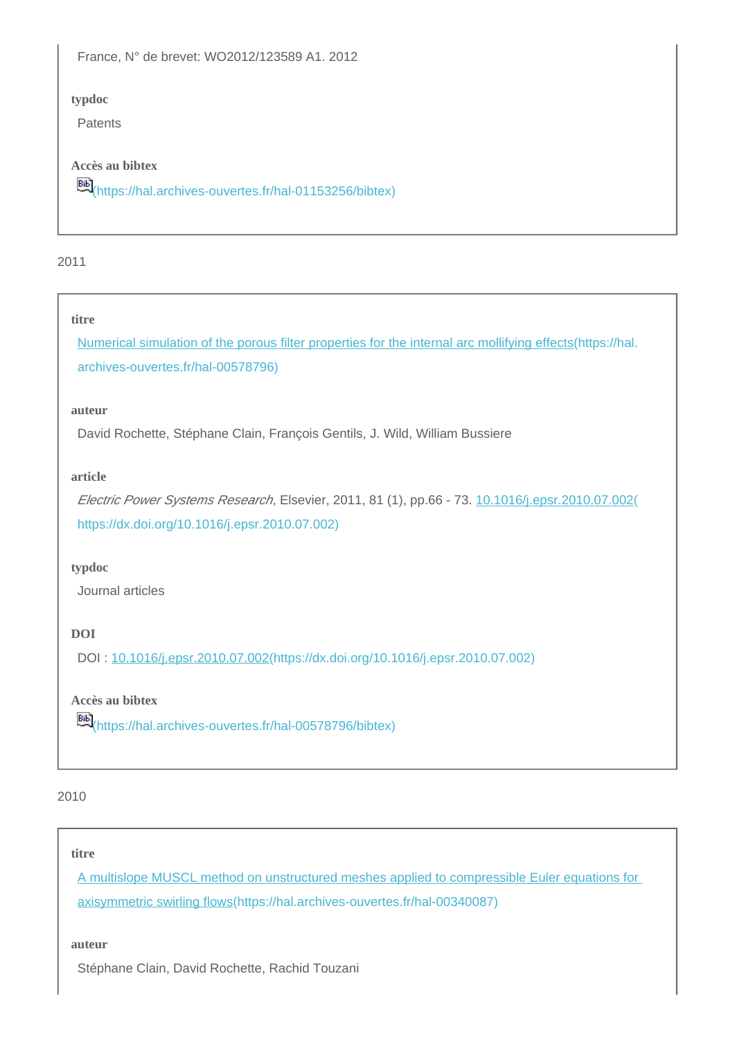France, N° de brevet: WO2012/123589 A1. 2012

**typdoc**

Patents

**Accès au bibtex**

(https://hal.archives-ouvertes.fr/hal-01153256/bibtex)

2011

**titre**

Numerical simulation of the porous filter properties for the internal arc mollifying effects(https://hal.archives-ouvertes.fr/hal-00578796)

**auteur**

David Rochette, Stéphane Clain, François Gentils, J. Wild, William Bussiere

**article**

*Electric Power Systems Research*, Elsevier, 2011, 81 (1), pp.66 - 73. 10.1016/j.epsr.2010.07.002(https://dx.doi.org/10.1016/j.epsr.2010.07.002)

**typdoc**

Journal articles

**DOI**

DOI : 10.1016/j.epsr.2010.07.002(https://dx.doi.org/10.1016/j.epsr.2010.07.002)

**Accès au bibtex**

(https://hal.archives-ouvertes.fr/hal-00578796/bibtex)

2010

**titre**

A multislope MUSCL method on unstructured meshes applied to compressible Euler equations for axisymmetric swirling flows(https://hal.archives-ouvertes.fr/hal-00340087)

**auteur**

Stéphane Clain, David Rochette, Rachid Touzani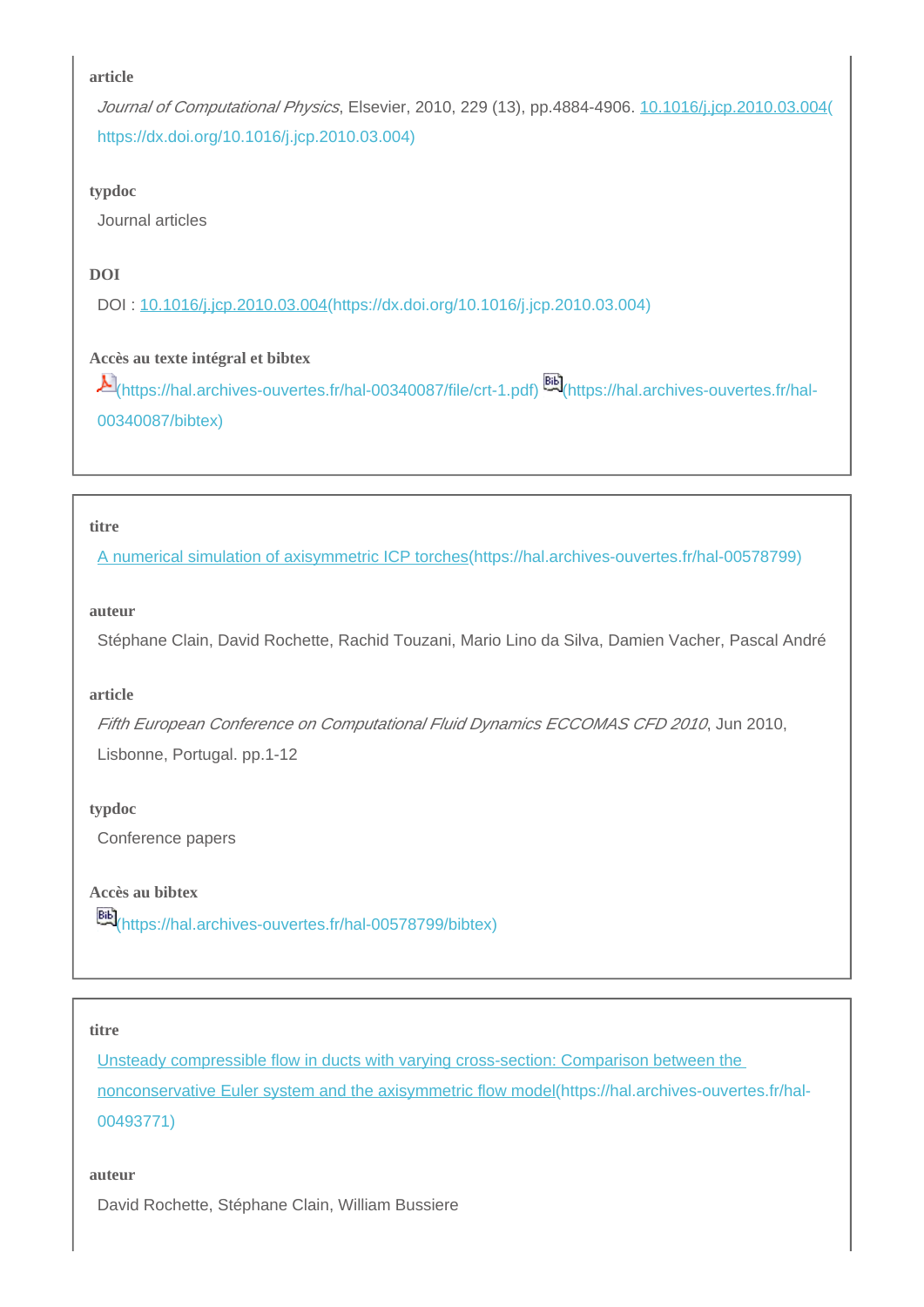**article**

*Journal of Computational Physics*, Elsevier, 2010, 229 (13), pp.4884-4906. [10.1016/j.jcp.2010.03.004](https://dx.doi.org/10.1016/j.jcp.2010.03.004)(https://dx.doi.org/10.1016/j.jcp.2010.03.004)

**typdoc**

Journal articles

**DOI**

DOI : [10.1016/j.jcp.2010.03.004](https://dx.doi.org/10.1016/j.jcp.2010.03.004)(https://dx.doi.org/10.1016/j.jcp.2010.03.004)

**Accès au texte intégral et bibtex**

(https://hal.archives-ouvertes.fr/hal-00340087/file/crt-1.pdf) (https://hal.archives-ouvertes.fr/hal-00340087/bibtex)

---

**titre**

[A numerical simulation of axisymmetric ICP torches](https://hal.archives-ouvertes.fr/hal-00578799)(https://hal.archives-ouvertes.fr/hal-00578799)

**auteur**

Stéphane Clain, David Rochette, Rachid Touzani, Mario Lino da Silva, Damien Vacher, Pascal André

**article**

*Fifth European Conference on Computational Fluid Dynamics ECCOMAS CFD 2010*, Jun 2010, Lisbonne, Portugal. pp.1-12

**typdoc**

Conference papers

**Accès au bibtex**

(https://hal.archives-ouvertes.fr/hal-00578799/bibtex)

---

**titre**

[Unsteady compressible flow in ducts with varying cross-section: Comparison between the nonconservative Euler system and the axisymmetric flow model](https://hal.archives-ouvertes.fr/hal-00493771)(https://hal.archives-ouvertes.fr/hal-00493771)

**auteur**

David Rochette, Stéphane Clain, William Bussiere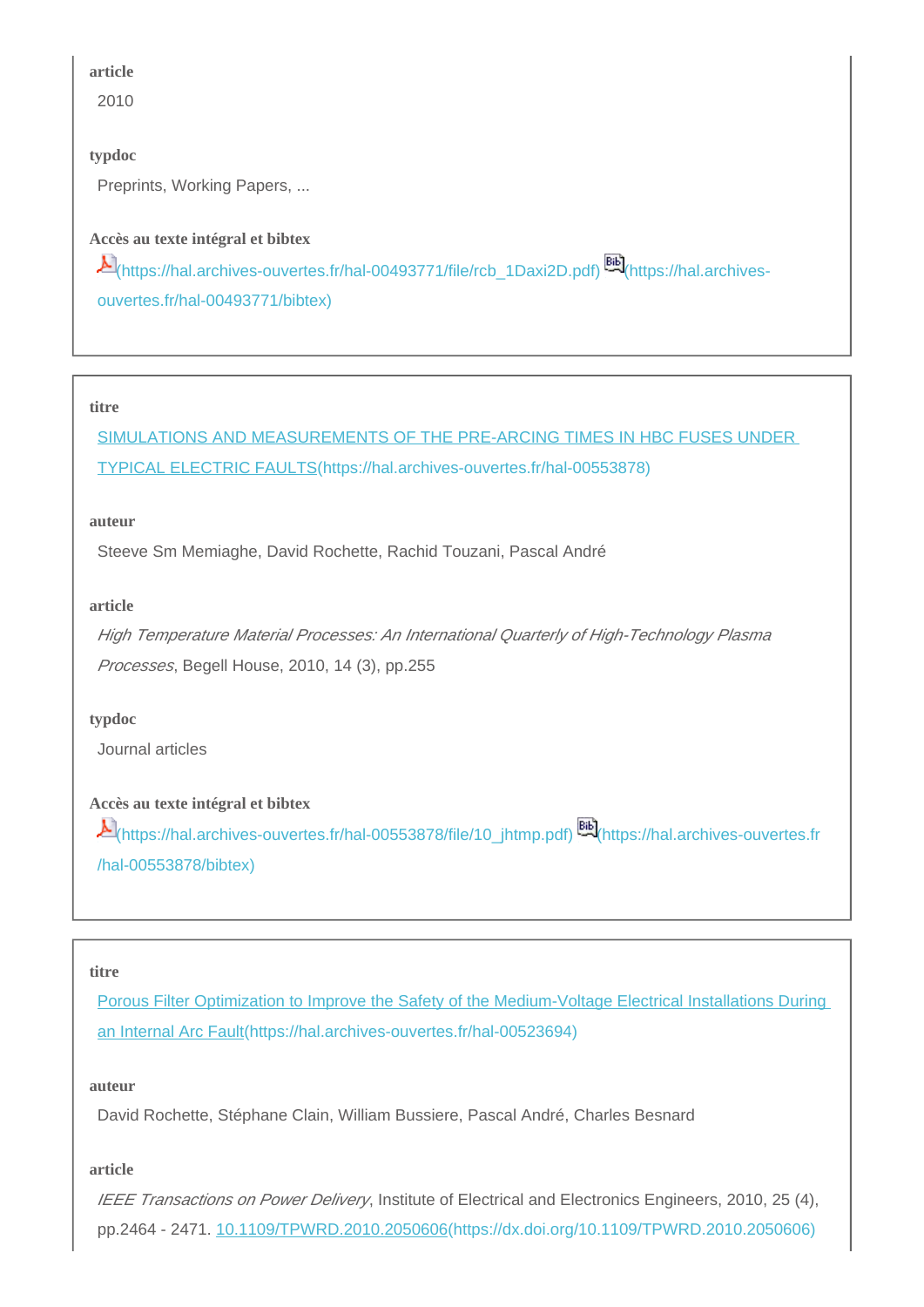**article**

2010

**typdoc**

Preprints, Working Papers, ...

**Accès au texte intégral et bibtex**

(https://hal.archives-ouvertes.fr/hal-00493771/file/rcb_1Daxi2D.pdf) (https://hal.archives-ouvertes.fr/hal-00493771/bibtex)

---

**titre**

[SIMULATIONS AND MEASUREMENTS OF THE PRE-ARCING TIMES IN HBC FUSES UNDER TYPICAL ELECTRIC FAULTS](https://hal.archives-ouvertes.fr/hal-00553878)(https://hal.archives-ouvertes.fr/hal-00553878)

**auteur**

Steeve Sm Memiaghe, David Rochette, Rachid Touzani, Pascal André

**article**

*High Temperature Material Processes: An International Quarterly of High-Technology Plasma Processes*, Begell House, 2010, 14 (3), pp.255

**typdoc**

Journal articles

**Accès au texte intégral et bibtex**

(https://hal.archives-ouvertes.fr/hal-00553878/file/10_jhtmp.pdf) (https://hal.archives-ouvertes.fr/hal-00553878/bibtex)

---

**titre**

[Porous Filter Optimization to Improve the Safety of the Medium-Voltage Electrical Installations During an Internal Arc Fault](https://hal.archives-ouvertes.fr/hal-00523694)(https://hal.archives-ouvertes.fr/hal-00523694)

**auteur**

David Rochette, Stéphane Clain, William Bussiere, Pascal André, Charles Besnard

**article**

*IEEE Transactions on Power Delivery*, Institute of Electrical and Electronics Engineers, 2010, 25 (4), pp.2464 - 2471. [10.1109/TPWRD.2010.2050606](https://dx.doi.org/10.1109/TPWRD.2010.2050606)(https://dx.doi.org/10.1109/TPWRD.2010.2050606)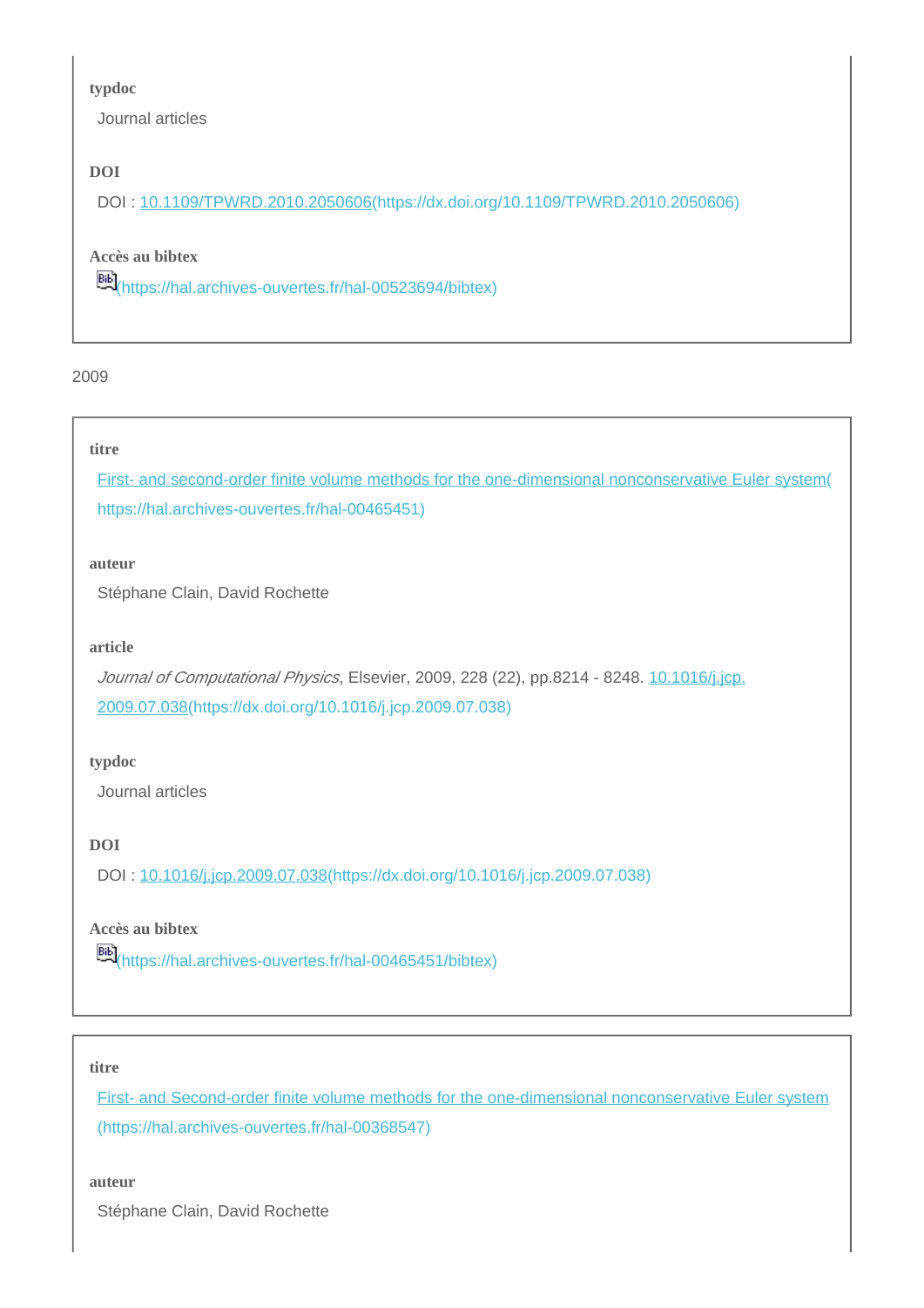**typdoc**

Journal articles

**DOI**

DOI : 10.1109/TPWRD.2010.2050606(https://dx.doi.org/10.1109/TPWRD.2010.2050606)

**Accès au bibtex**

Bib(https://hal.archives-ouvertes.fr/hal-00523694/bibtex)

2009

**titre**

First- and second-order finite volume methods for the one-dimensional nonconservative Euler system(https://hal.archives-ouvertes.fr/hal-00465451)

**auteur**

Stéphane Clain, David Rochette

**article**

*Journal of Computational Physics*, Elsevier, 2009, 228 (22), pp.8214 - 8248. 10.1016/j.jcp.2009.07.038(https://dx.doi.org/10.1016/j.jcp.2009.07.038)

**typdoc**

Journal articles

**DOI**

DOI : 10.1016/j.jcp.2009.07.038(https://dx.doi.org/10.1016/j.jcp.2009.07.038)

**Accès au bibtex**

Bib(https://hal.archives-ouvertes.fr/hal-00465451/bibtex)

**titre**

First- and Second-order finite volume methods for the one-dimensional nonconservative Euler system (https://hal.archives-ouvertes.fr/hal-00368547)

**auteur**

Stéphane Clain, David Rochette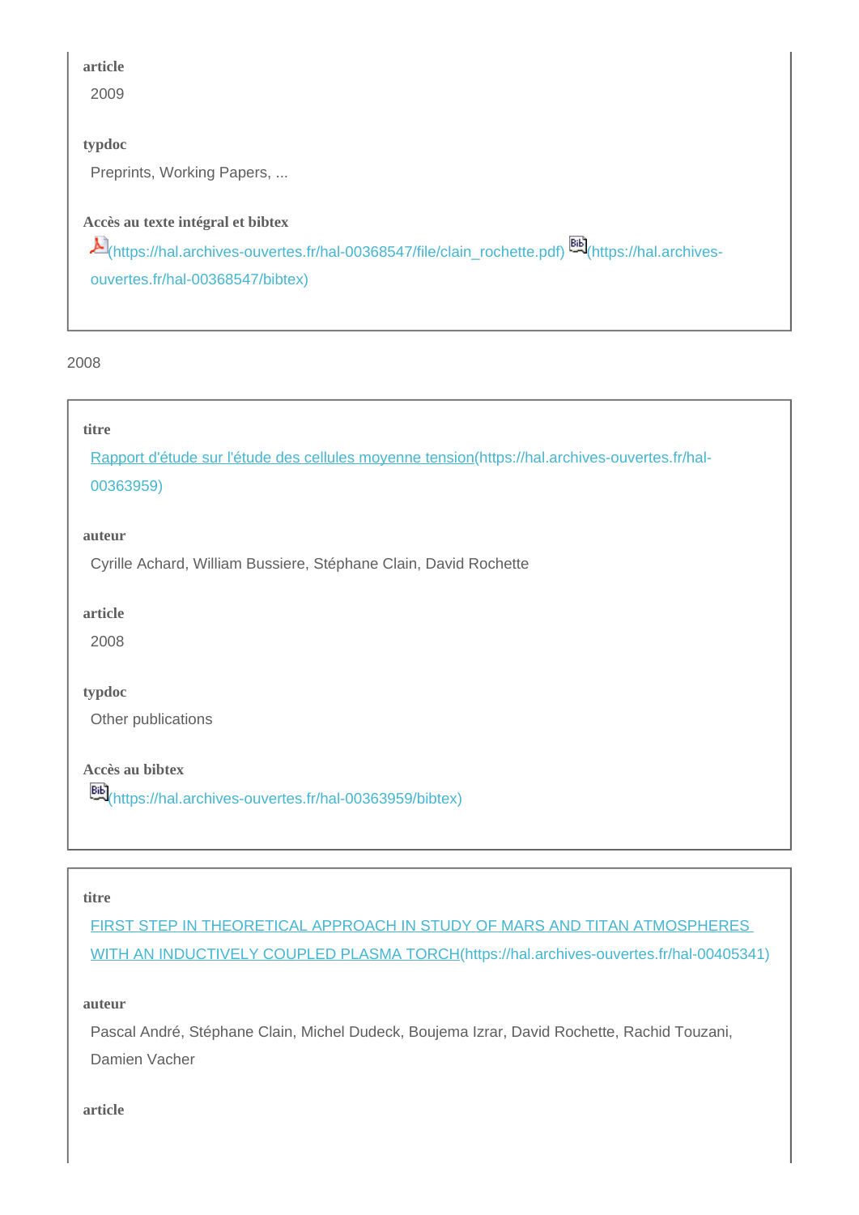**article**

2009

**typdoc**

Preprints, Working Papers, ...

**Accès au texte intégral et bibtex**

(https://hal.archives-ouvertes.fr/hal-00368547/file/clain_rochette.pdf) (https://hal.archives-ouvertes.fr/hal-00368547/bibtex)

2008

**titre**

[Rapport d'étude sur l'étude des cellules moyenne tension](https://hal.archives-ouvertes.fr/hal-00363959)(https://hal.archives-ouvertes.fr/hal-00363959)

**auteur**

Cyrille Achard, William Bussiere, Stéphane Clain, David Rochette

**article**

2008

**typdoc**

Other publications

**Accès au bibtex**

(https://hal.archives-ouvertes.fr/hal-00363959/bibtex)

**titre**

[FIRST STEP IN THEORETICAL APPROACH IN STUDY OF MARS AND TITAN ATMOSPHERES WITH AN INDUCTIVELY COUPLED PLASMA TORCH](https://hal.archives-ouvertes.fr/hal-00405341)(https://hal.archives-ouvertes.fr/hal-00405341)

**auteur**

Pascal André, Stéphane Clain, Michel Dudeck, Boujema Izrar, David Rochette, Rachid Touzani, Damien Vacher

**article**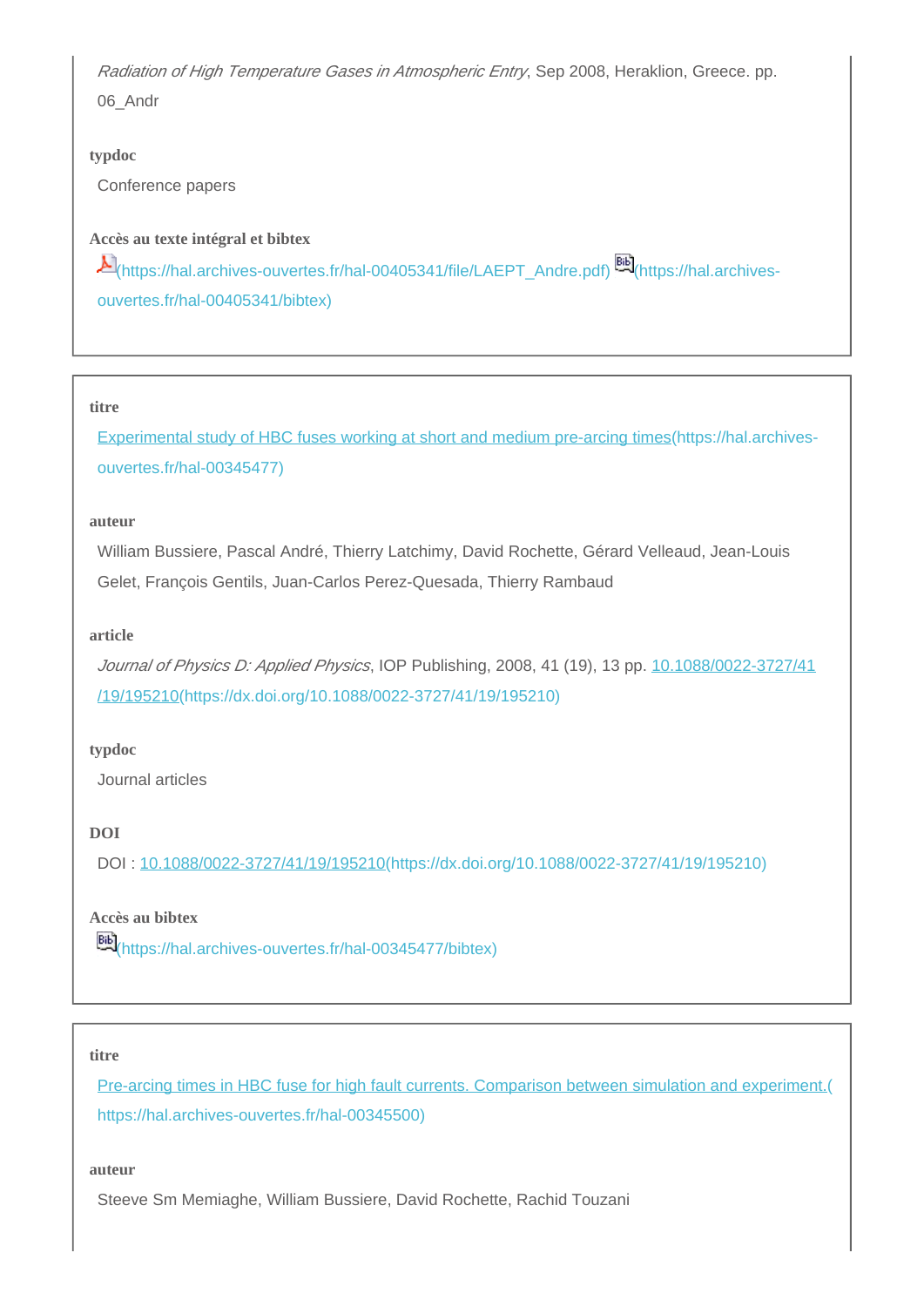*Radiation of High Temperature Gases in Atmospheric Entry*, Sep 2008, Heraklion, Greece. pp. 06_Andr

**typdoc**

Conference papers

**Accès au texte intégral et bibtex**

(https://hal.archives-ouvertes.fr/hal-00405341/file/LAEPT_Andre.pdf) (https://hal.archives-ouvertes.fr/hal-00405341/bibtex)

---

**titre**

[Experimental study of HBC fuses working at short and medium pre-arcing times](https://hal.archives-ouvertes.fr/hal-00345477)(https://hal.archives-ouvertes.fr/hal-00345477)

**auteur**

William Bussiere, Pascal André, Thierry Latchimy, David Rochette, Gérard Velleaud, Jean-Louis Gelet, François Gentils, Juan-Carlos Perez-Quesada, Thierry Rambaud

**article**

*Journal of Physics D: Applied Physics*, IOP Publishing, 2008, 41 (19), 13 pp. [10.1088/0022-3727/41/19/195210](https://dx.doi.org/10.1088/0022-3727/41/19/195210)(https://dx.doi.org/10.1088/0022-3727/41/19/195210)

**typdoc**

Journal articles

**DOI**

DOI : [10.1088/0022-3727/41/19/195210](https://dx.doi.org/10.1088/0022-3727/41/19/195210)(https://dx.doi.org/10.1088/0022-3727/41/19/195210)

**Accès au bibtex**

(https://hal.archives-ouvertes.fr/hal-00345477/bibtex)

---

**titre**

[Pre-arcing times in HBC fuse for high fault currents. Comparison between simulation and experiment.](https://hal.archives-ouvertes.fr/hal-00345500)(https://hal.archives-ouvertes.fr/hal-00345500)

**auteur**

Steeve Sm Memiaghe, William Bussiere, David Rochette, Rachid Touzani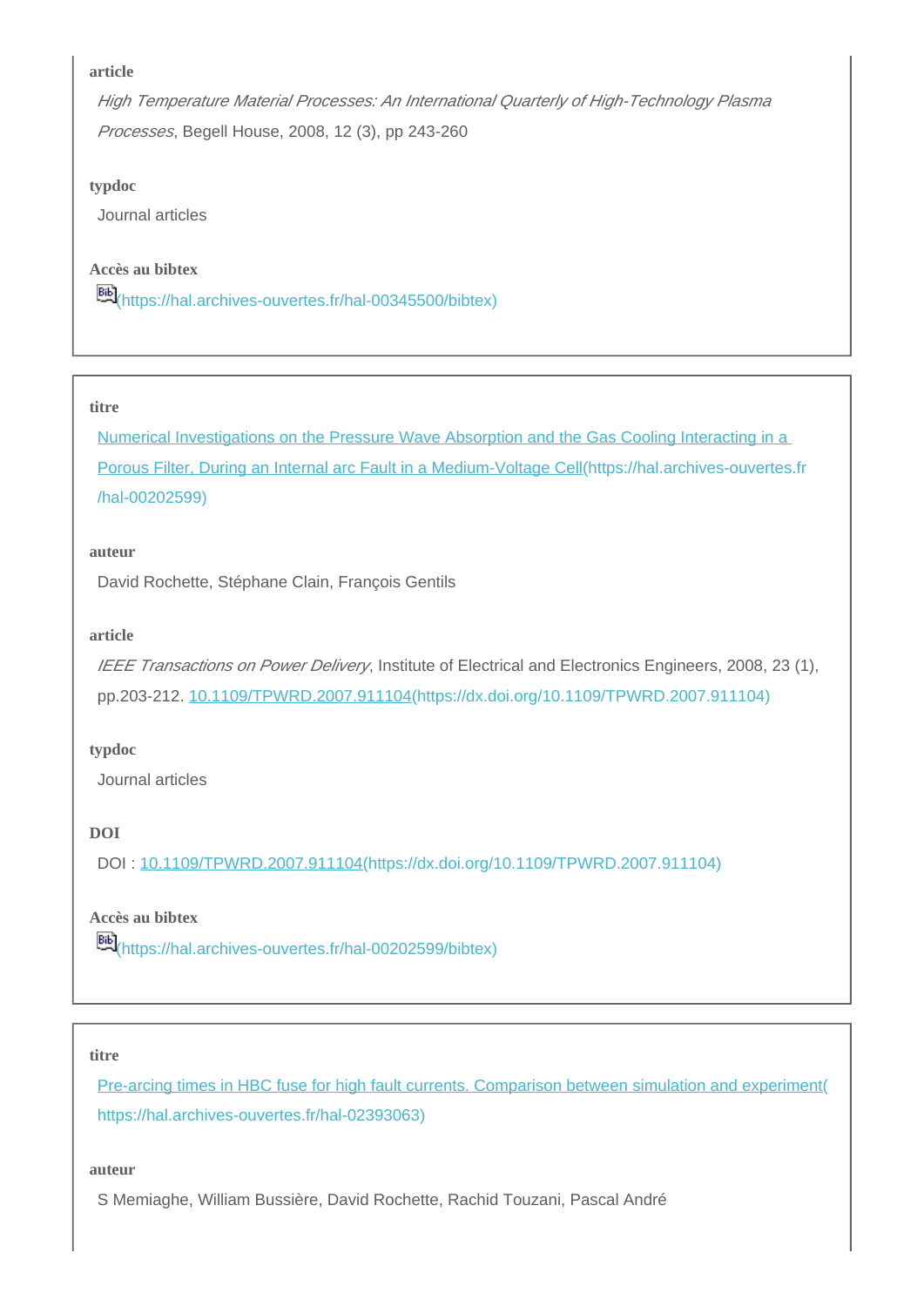**article**

*High Temperature Material Processes: An International Quarterly of High-Technology Plasma Processes*, Begell House, 2008, 12 (3), pp 243-260

**typdoc**

Journal articles

**Accès au bibtex**

(https://hal.archives-ouvertes.fr/hal-00345500/bibtex)

---

**titre**

Numerical Investigations on the Pressure Wave Absorption and the Gas Cooling Interacting in a Porous Filter, During an Internal arc Fault in a Medium-Voltage Cell(https://hal.archives-ouvertes.fr/hal-00202599)

**auteur**

David Rochette, Stéphane Clain, François Gentils

**article**

*IEEE Transactions on Power Delivery*, Institute of Electrical and Electronics Engineers, 2008, 23 (1), pp.203-212. 10.1109/TPWRD.2007.911104(https://dx.doi.org/10.1109/TPWRD.2007.911104)

**typdoc**

Journal articles

**DOI**

DOI : 10.1109/TPWRD.2007.911104(https://dx.doi.org/10.1109/TPWRD.2007.911104)

**Accès au bibtex**

(https://hal.archives-ouvertes.fr/hal-00202599/bibtex)

---

**titre**

Pre-arcing times in HBC fuse for high fault currents. Comparison between simulation and experiment(https://hal.archives-ouvertes.fr/hal-02393063)

**auteur**

S Memiaghe, William Bussière, David Rochette, Rachid Touzani, Pascal André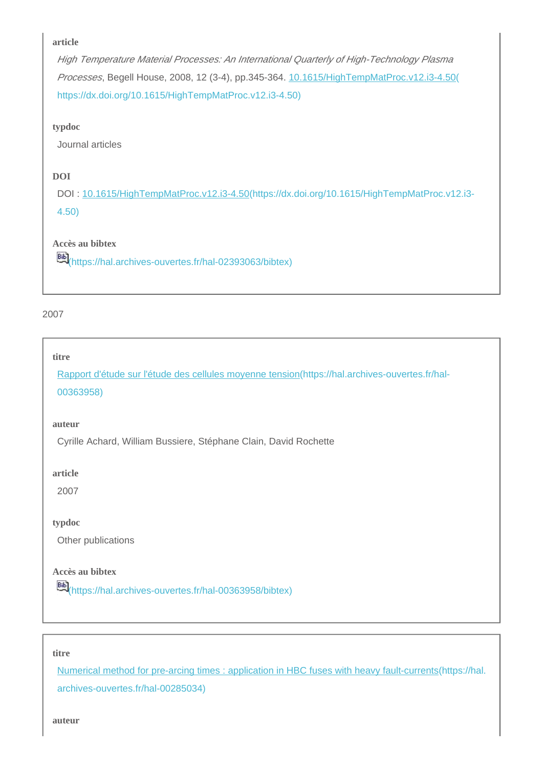**article**

*High Temperature Material Processes: An International Quarterly of High-Technology Plasma Processes*, Begell House, 2008, 12 (3-4), pp.345-364. 10.1615/HighTempMatProc.v12.i3-4.50( https://dx.doi.org/10.1615/HighTempMatProc.v12.i3-4.50)

**typdoc**

Journal articles

**DOI**

DOI : 10.1615/HighTempMatProc.v12.i3-4.50(https://dx.doi.org/10.1615/HighTempMatProc.v12.i3-4.50)

**Accès au bibtex**

Bib(https://hal.archives-ouvertes.fr/hal-02393063/bibtex)

2007

**titre**

Rapport d'étude sur l'étude des cellules moyenne tension(https://hal.archives-ouvertes.fr/hal-00363958)

**auteur**

Cyrille Achard, William Bussiere, Stéphane Clain, David Rochette

**article**

2007

**typdoc**

Other publications

**Accès au bibtex**

Bib(https://hal.archives-ouvertes.fr/hal-00363958/bibtex)

**titre**

Numerical method for pre-arcing times : application in HBC fuses with heavy fault-currents(https://hal.archives-ouvertes.fr/hal-00285034)

**auteur**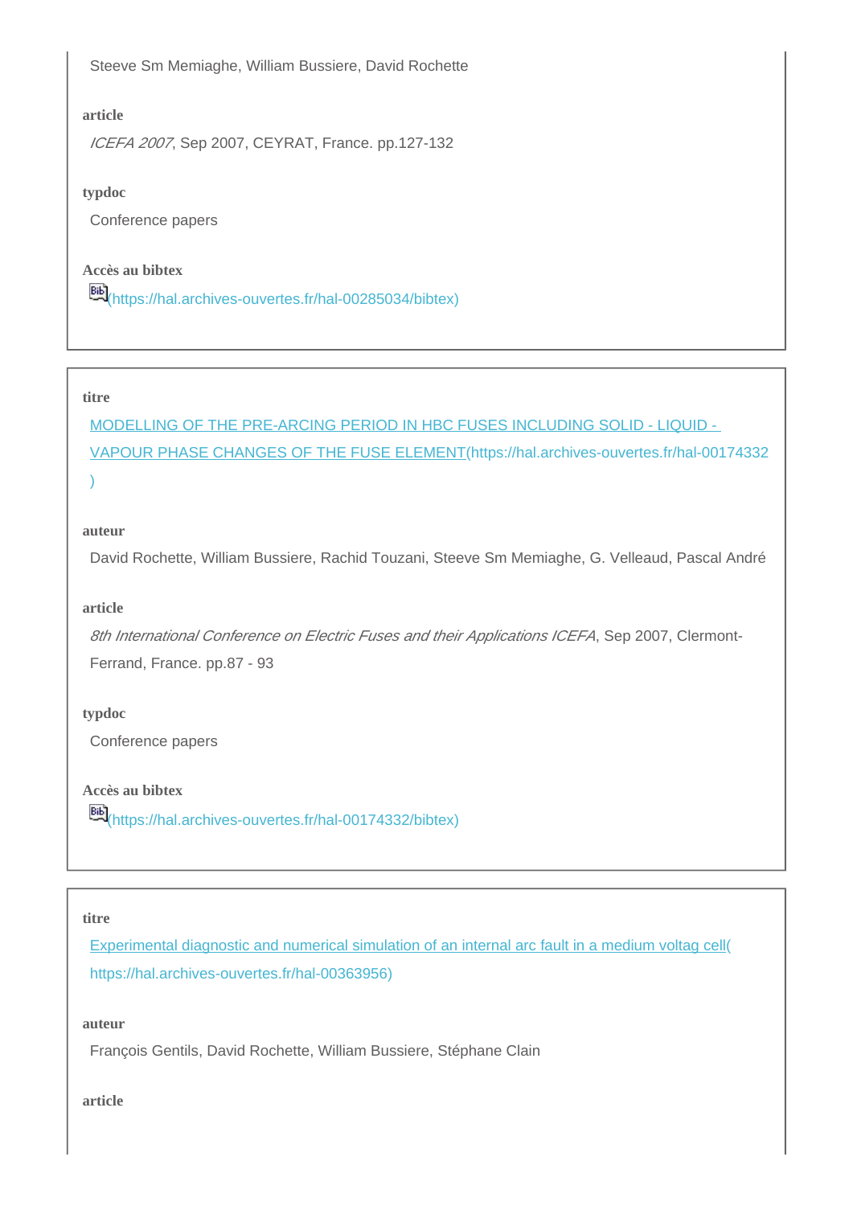Steeve Sm Memiaghe, William Bussiere, David Rochette

**article**

*ICEFA 2007*, Sep 2007, CEYRAT, France. pp.127-132

**typdoc**

Conference papers

**Accès au bibtex**

[Bib](https://hal.archives-ouvertes.fr/hal-00285034/bibtex)(https://hal.archives-ouvertes.fr/hal-00285034/bibtex)

---

**titre**

[MODELLING OF THE PRE-ARCING PERIOD IN HBC FUSES INCLUDING SOLID - LIQUID - VAPOUR PHASE CHANGES OF THE FUSE ELEMENT](https://hal.archives-ouvertes.fr/hal-00174332)(https://hal.archives-ouvertes.fr/hal-00174332)

**auteur**

David Rochette, William Bussiere, Rachid Touzani, Steeve Sm Memiaghe, G. Velleaud, Pascal André

**article**

*8th International Conference on Electric Fuses and their Applications ICEFA*, Sep 2007, Clermont-Ferrand, France. pp.87 - 93

**typdoc**

Conference papers

**Accès au bibtex**

[Bib](https://hal.archives-ouvertes.fr/hal-00174332/bibtex)(https://hal.archives-ouvertes.fr/hal-00174332/bibtex)

---

**titre**

[Experimental diagnostic and numerical simulation of an internal arc fault in a medium voltag cell](https://hal.archives-ouvertes.fr/hal-00363956)(https://hal.archives-ouvertes.fr/hal-00363956)

**auteur**

François Gentils, David Rochette, William Bussiere, Stéphane Clain

**article**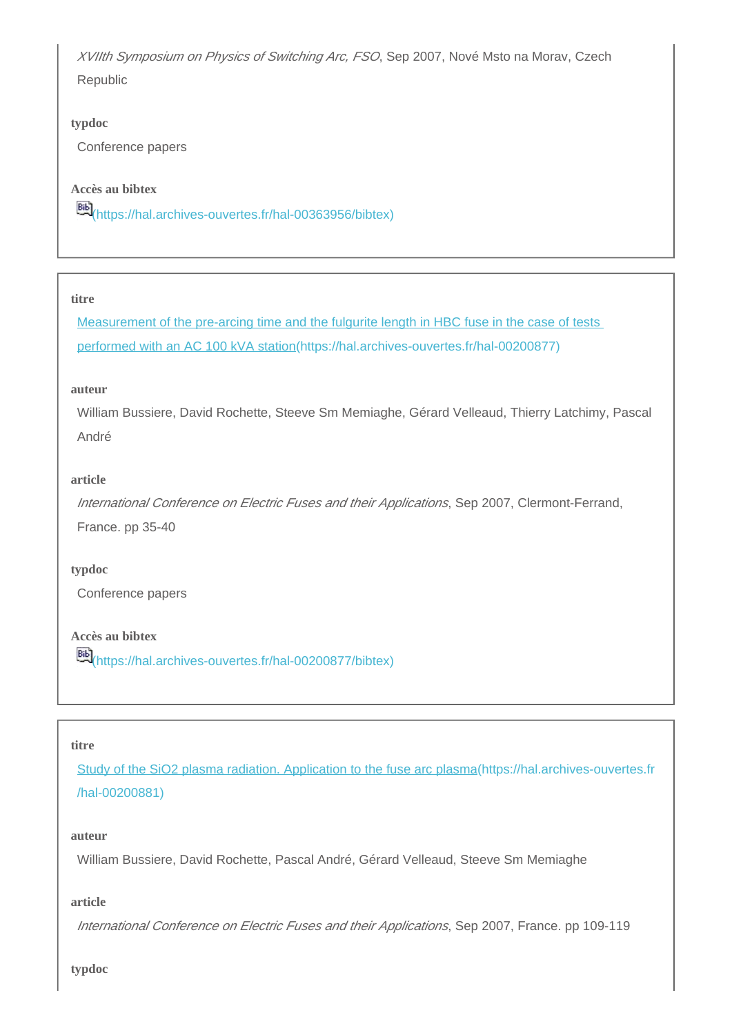*XVIIth Symposium on Physics of Switching Arc, FSO*, Sep 2007, Nové Msto na Morav, Czech Republic

**typdoc**

Conference papers

**Accès au bibtex**

(https://hal.archives-ouvertes.fr/hal-00363956/bibtex)

---

**titre**

Measurement of the pre-arcing time and the fulgurite length in HBC fuse in the case of tests performed with an AC 100 kVA station(https://hal.archives-ouvertes.fr/hal-00200877)

**auteur**

William Bussiere, David Rochette, Steeve Sm Memiaghe, Gérard Velleaud, Thierry Latchimy, Pascal André

**article**

*International Conference on Electric Fuses and their Applications*, Sep 2007, Clermont-Ferrand, France. pp 35-40

**typdoc**

Conference papers

**Accès au bibtex**

(https://hal.archives-ouvertes.fr/hal-00200877/bibtex)

---

**titre**

Study of the SiO2 plasma radiation. Application to the fuse arc plasma(https://hal.archives-ouvertes.fr/hal-00200881)

**auteur**

William Bussiere, David Rochette, Pascal André, Gérard Velleaud, Steeve Sm Memiaghe

**article**

*International Conference on Electric Fuses and their Applications*, Sep 2007, France. pp 109-119

**typdoc**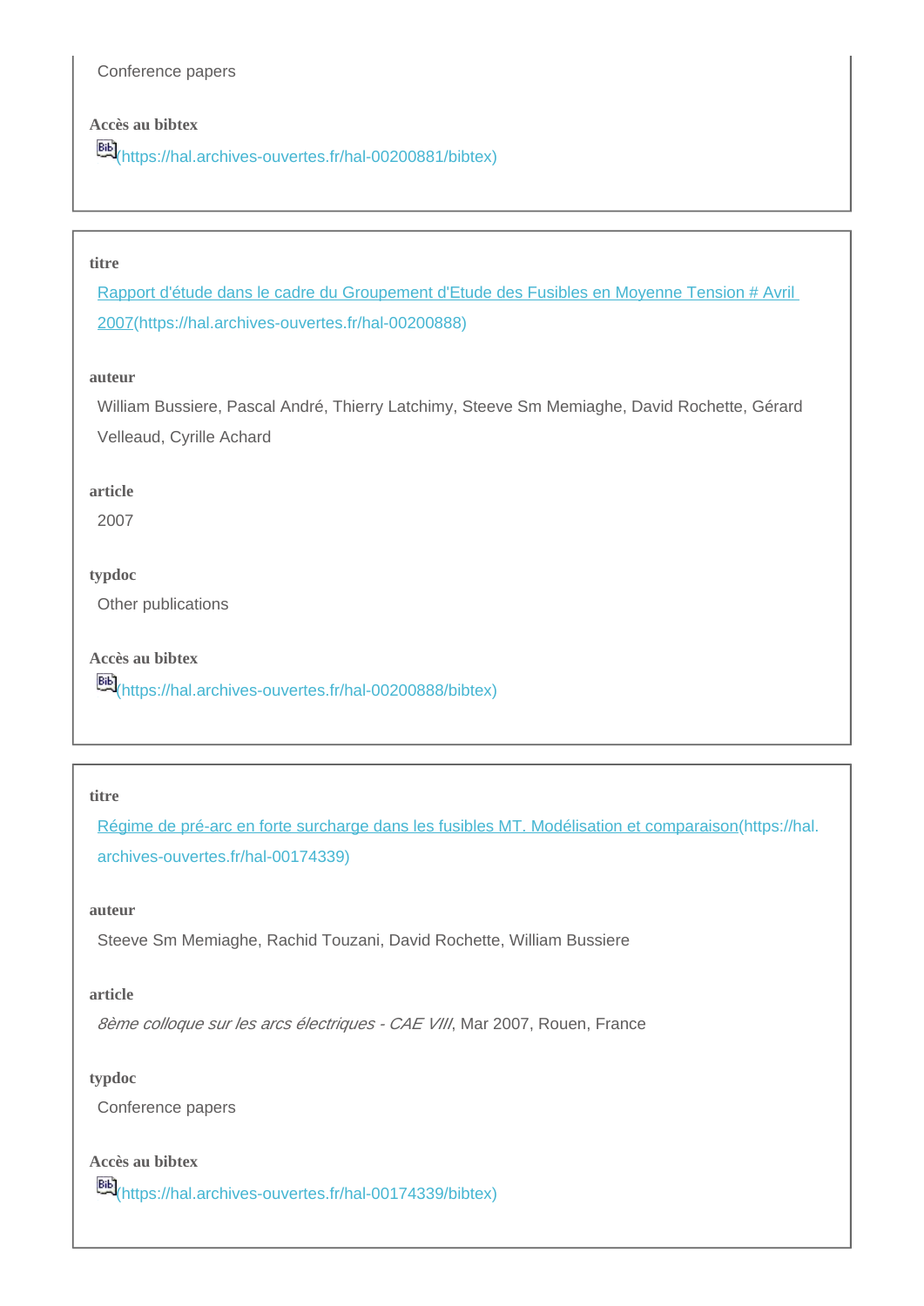Conference papers

**Accès au bibtex**

(https://hal.archives-ouvertes.fr/hal-00200881/bibtex)

---

**titre**

[Rapport d'étude dans le cadre du Groupement d'Etude des Fusibles en Moyenne Tension # Avril 2007](https://hal.archives-ouvertes.fr/hal-00200888)(https://hal.archives-ouvertes.fr/hal-00200888)

**auteur**

William Bussiere, Pascal André, Thierry Latchimy, Steeve Sm Memiaghe, David Rochette, Gérard Velleaud, Cyrille Achard

**article**

2007

**typdoc**

Other publications

**Accès au bibtex**

(https://hal.archives-ouvertes.fr/hal-00200888/bibtex)

---

**titre**

[Régime de pré-arc en forte surcharge dans les fusibles MT. Modélisation et comparaison](https://hal.archives-ouvertes.fr/hal-00174339)(https://hal.archives-ouvertes.fr/hal-00174339)

**auteur**

Steeve Sm Memiaghe, Rachid Touzani, David Rochette, William Bussiere

**article**

*8ème colloque sur les arcs électriques - CAE VIII*, Mar 2007, Rouen, France

**typdoc**

Conference papers

**Accès au bibtex**

(https://hal.archives-ouvertes.fr/hal-00174339/bibtex)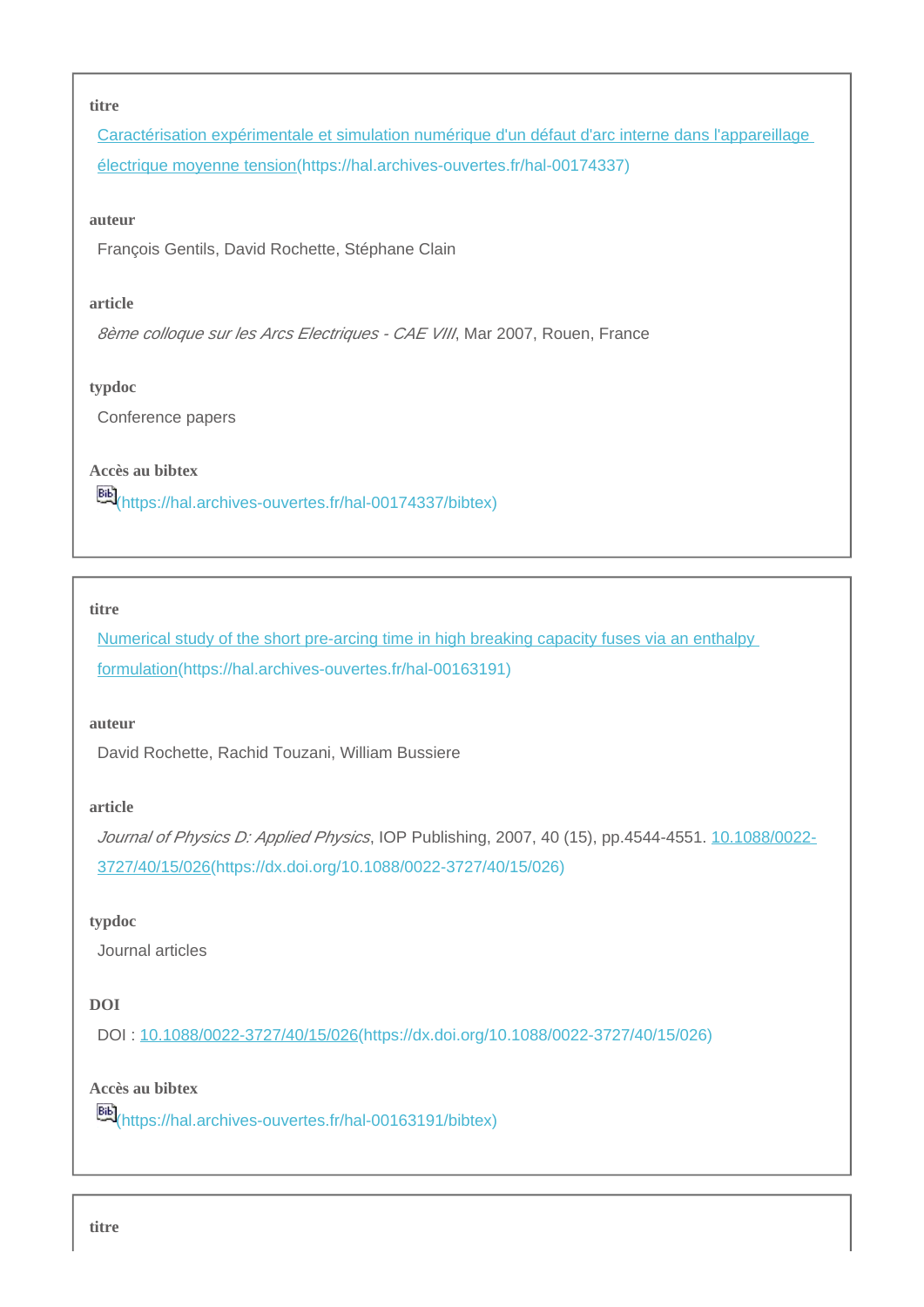**titre**

[Caractérisation expérimentale et simulation numérique d'un défaut d'arc interne dans l'appareillage électrique moyenne tension](https://hal.archives-ouvertes.fr/hal-00174337)(https://hal.archives-ouvertes.fr/hal-00174337)

**auteur**

François Gentils, David Rochette, Stéphane Clain

**article**

*8ème colloque sur les Arcs Electriques - CAE VIII*, Mar 2007, Rouen, France

**typdoc**

Conference papers

**Accès au bibtex**

Bib(https://hal.archives-ouvertes.fr/hal-00174337/bibtex)

---

**titre**

[Numerical study of the short pre-arcing time in high breaking capacity fuses via an enthalpy formulation](https://hal.archives-ouvertes.fr/hal-00163191)(https://hal.archives-ouvertes.fr/hal-00163191)

**auteur**

David Rochette, Rachid Touzani, William Bussiere

**article**

*Journal of Physics D: Applied Physics*, IOP Publishing, 2007, 40 (15), pp.4544-4551. [10.1088/0022-3727/40/15/026](https://dx.doi.org/10.1088/0022-3727/40/15/026)(https://dx.doi.org/10.1088/0022-3727/40/15/026)

**typdoc**

Journal articles

**DOI**

DOI : [10.1088/0022-3727/40/15/026](https://dx.doi.org/10.1088/0022-3727/40/15/026)(https://dx.doi.org/10.1088/0022-3727/40/15/026)

**Accès au bibtex**

Bib(https://hal.archives-ouvertes.fr/hal-00163191/bibtex)

---

**titre**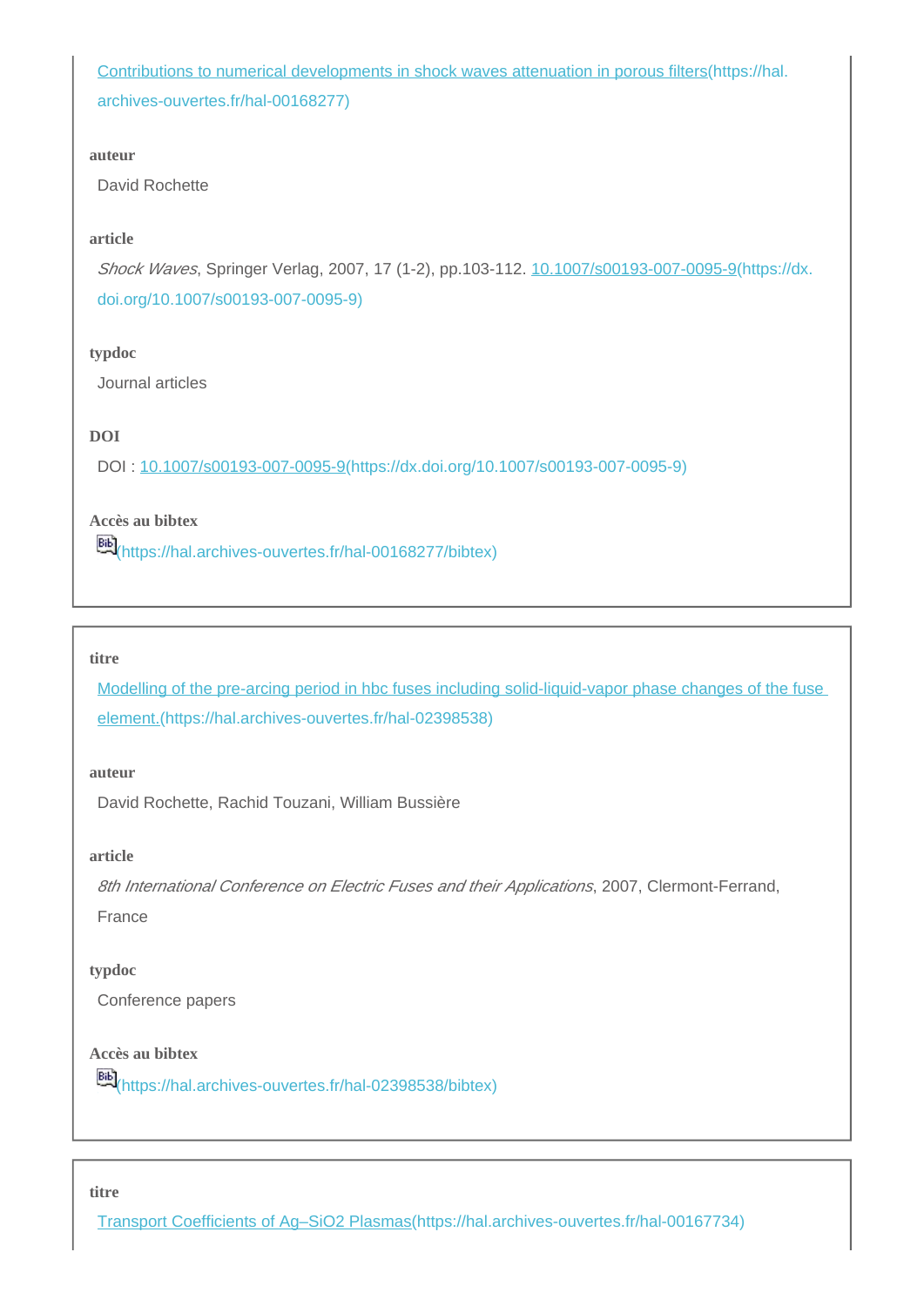[Contributions to numerical developments in shock waves attenuation in porous filters](https://hal.archives-ouvertes.fr/hal-00168277)(https://hal.archives-ouvertes.fr/hal-00168277)

**auteur**

David Rochette

**article**

*Shock Waves*, Springer Verlag, 2007, 17 (1-2), pp.103-112. [10.1007/s00193-007-0095-9](https://dx.doi.org/10.1007/s00193-007-0095-9)(https://dx.doi.org/10.1007/s00193-007-0095-9)

**typdoc**

Journal articles

**DOI**

DOI : [10.1007/s00193-007-0095-9](https://dx.doi.org/10.1007/s00193-007-0095-9)(https://dx.doi.org/10.1007/s00193-007-0095-9)

**Accès au bibtex**

(https://hal.archives-ouvertes.fr/hal-00168277/bibtex)

---

**titre**

[Modelling of the pre-arcing period in hbc fuses including solid-liquid-vapor phase changes of the fuse element.](https://hal.archives-ouvertes.fr/hal-02398538)(https://hal.archives-ouvertes.fr/hal-02398538)

**auteur**

David Rochette, Rachid Touzani, William Bussière

**article**

*8th International Conference on Electric Fuses and their Applications*, 2007, Clermont-Ferrand, France

**typdoc**

Conference papers

**Accès au bibtex**

(https://hal.archives-ouvertes.fr/hal-02398538/bibtex)

---

**titre**

[Transport Coefficients of Ag–SiO2 Plasmas](https://hal.archives-ouvertes.fr/hal-00167734)(https://hal.archives-ouvertes.fr/hal-00167734)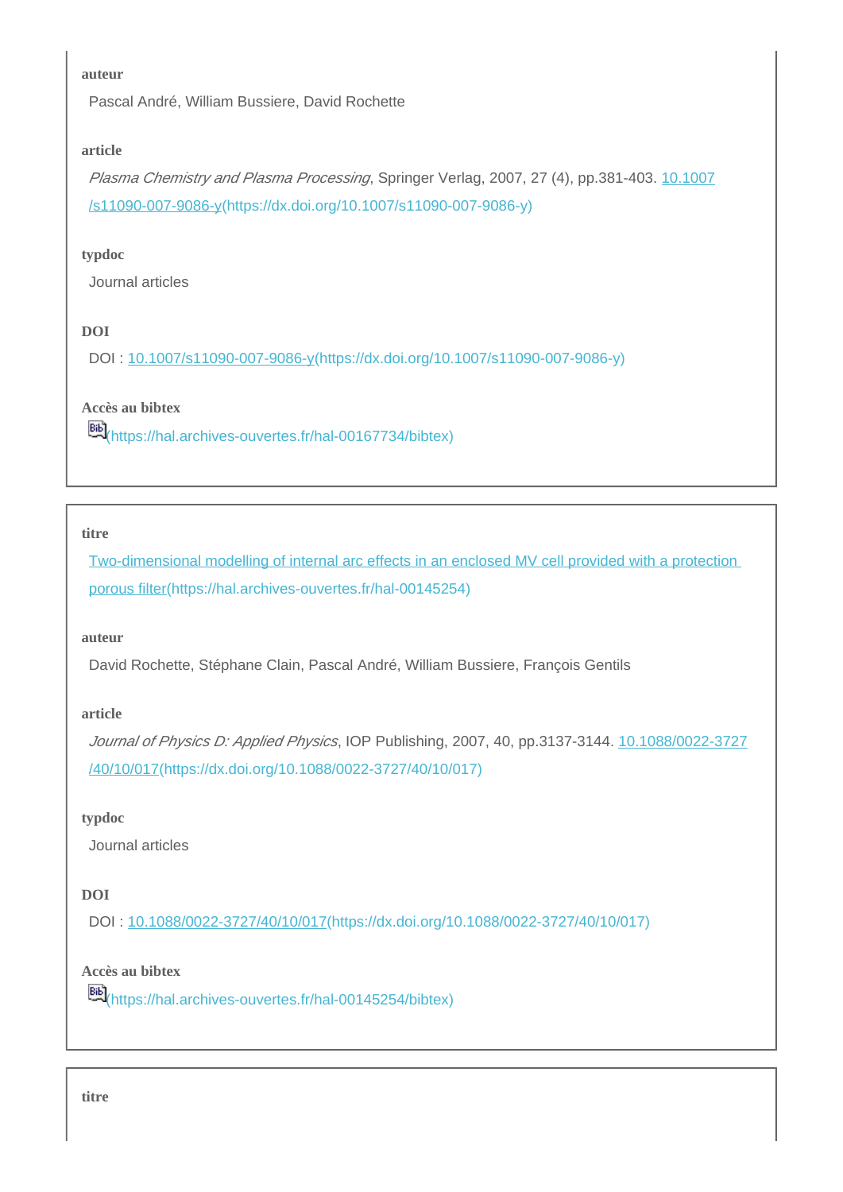**auteur**

Pascal André, William Bussiere, David Rochette

**article**

*Plasma Chemistry and Plasma Processing*, Springer Verlag, 2007, 27 (4), pp.381-403. [10.1007/s11090-007-9086-y](https://dx.doi.org/10.1007/s11090-007-9086-y)(https://dx.doi.org/10.1007/s11090-007-9086-y)

**typdoc**

Journal articles

**DOI**

DOI : [10.1007/s11090-007-9086-y](https://dx.doi.org/10.1007/s11090-007-9086-y)(https://dx.doi.org/10.1007/s11090-007-9086-y)

**Accès au bibtex**

(https://hal.archives-ouvertes.fr/hal-00167734/bibtex)

---

**titre**

[Two-dimensional modelling of internal arc effects in an enclosed MV cell provided with a protection porous filter](https://hal.archives-ouvertes.fr/hal-00145254)(https://hal.archives-ouvertes.fr/hal-00145254)

**auteur**

David Rochette, Stéphane Clain, Pascal André, William Bussiere, François Gentils

**article**

*Journal of Physics D: Applied Physics*, IOP Publishing, 2007, 40, pp.3137-3144. [10.1088/0022-3727/40/10/017](https://dx.doi.org/10.1088/0022-3727/40/10/017)(https://dx.doi.org/10.1088/0022-3727/40/10/017)

**typdoc**

Journal articles

**DOI**

DOI : [10.1088/0022-3727/40/10/017](https://dx.doi.org/10.1088/0022-3727/40/10/017)(https://dx.doi.org/10.1088/0022-3727/40/10/017)

**Accès au bibtex**

(https://hal.archives-ouvertes.fr/hal-00145254/bibtex)

---

**titre**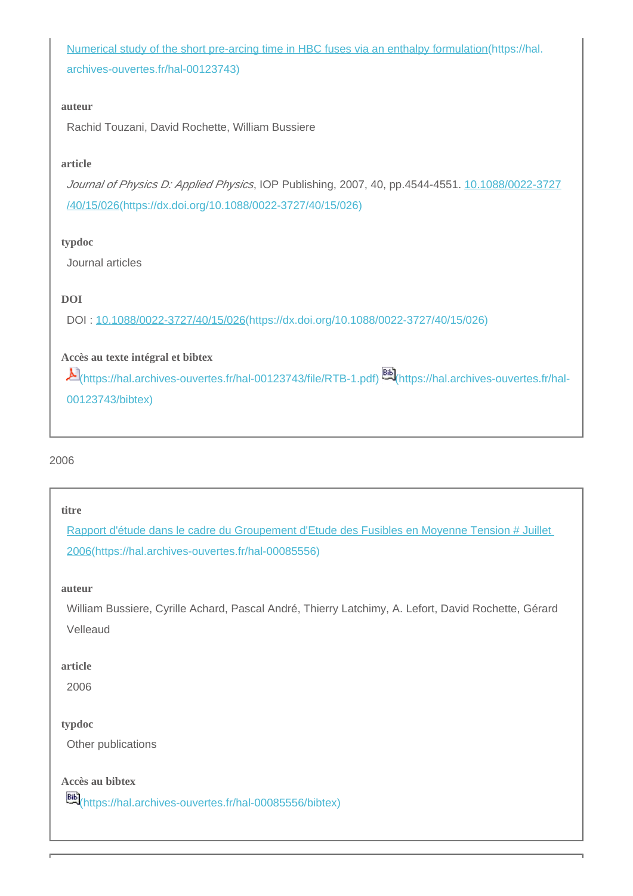[Numerical study of the short pre-arcing time in HBC fuses via an enthalpy formulation](https://hal.archives-ouvertes.fr/hal-00123743)(https://hal.archives-ouvertes.fr/hal-00123743)

**auteur**

Rachid Touzani, David Rochette, William Bussiere

**article**

*Journal of Physics D: Applied Physics*, IOP Publishing, 2007, 40, pp.4544-4551. [10.1088/0022-3727/40/15/026](https://dx.doi.org/10.1088/0022-3727/40/15/026)(https://dx.doi.org/10.1088/0022-3727/40/15/026)

**typdoc**

Journal articles

**DOI**

DOI : [10.1088/0022-3727/40/15/026](https://dx.doi.org/10.1088/0022-3727/40/15/026)(https://dx.doi.org/10.1088/0022-3727/40/15/026)

**Accès au texte intégral et bibtex**

(https://hal.archives-ouvertes.fr/hal-00123743/file/RTB-1.pdf) (https://hal.archives-ouvertes.fr/hal-00123743/bibtex)

2006

**titre**

[Rapport d'étude dans le cadre du Groupement d'Etude des Fusibles en Moyenne Tension # Juillet 2006](https://hal.archives-ouvertes.fr/hal-00085556)(https://hal.archives-ouvertes.fr/hal-00085556)

**auteur**

William Bussiere, Cyrille Achard, Pascal André, Thierry Latchimy, A. Lefort, David Rochette, Gérard Velleaud

**article**

2006

**typdoc**

Other publications

**Accès au bibtex**

(https://hal.archives-ouvertes.fr/hal-00085556/bibtex)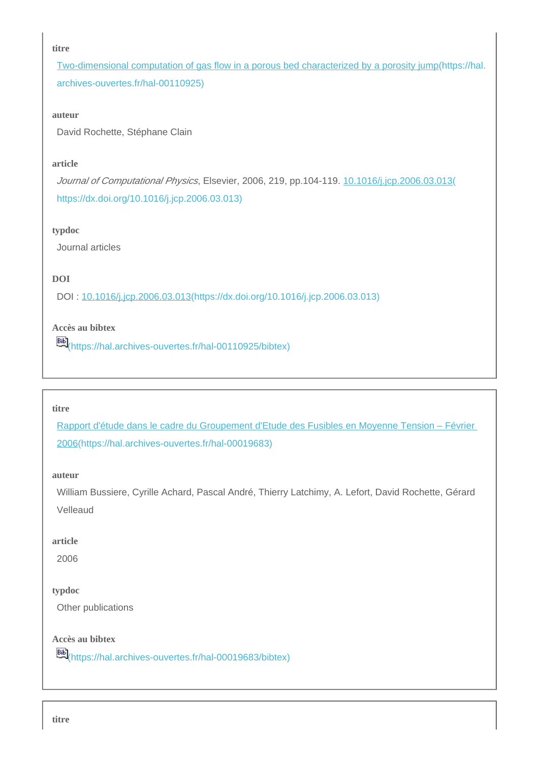**titre**

[Two-dimensional computation of gas flow in a porous bed characterized by a porosity jump](https://hal.archives-ouvertes.fr/hal-00110925)(https://hal.archives-ouvertes.fr/hal-00110925)

**auteur**

David Rochette, Stéphane Clain

**article**

*Journal of Computational Physics*, Elsevier, 2006, 219, pp.104-119. [10.1016/j.jcp.2006.03.013](https://dx.doi.org/10.1016/j.jcp.2006.03.013)(https://dx.doi.org/10.1016/j.jcp.2006.03.013)

**typdoc**

Journal articles

**DOI**

DOI : [10.1016/j.jcp.2006.03.013](https://dx.doi.org/10.1016/j.jcp.2006.03.013)(https://dx.doi.org/10.1016/j.jcp.2006.03.013)

**Accès au bibtex**

(https://hal.archives-ouvertes.fr/hal-00110925/bibtex)

---

**titre**

[Rapport d'étude dans le cadre du Groupement d'Etude des Fusibles en Moyenne Tension – Février 2006](https://hal.archives-ouvertes.fr/hal-00019683)(https://hal.archives-ouvertes.fr/hal-00019683)

**auteur**

William Bussiere, Cyrille Achard, Pascal André, Thierry Latchimy, A. Lefort, David Rochette, Gérard Velleaud

**article**

2006

**typdoc**

Other publications

**Accès au bibtex**

(https://hal.archives-ouvertes.fr/hal-00019683/bibtex)

---

**titre**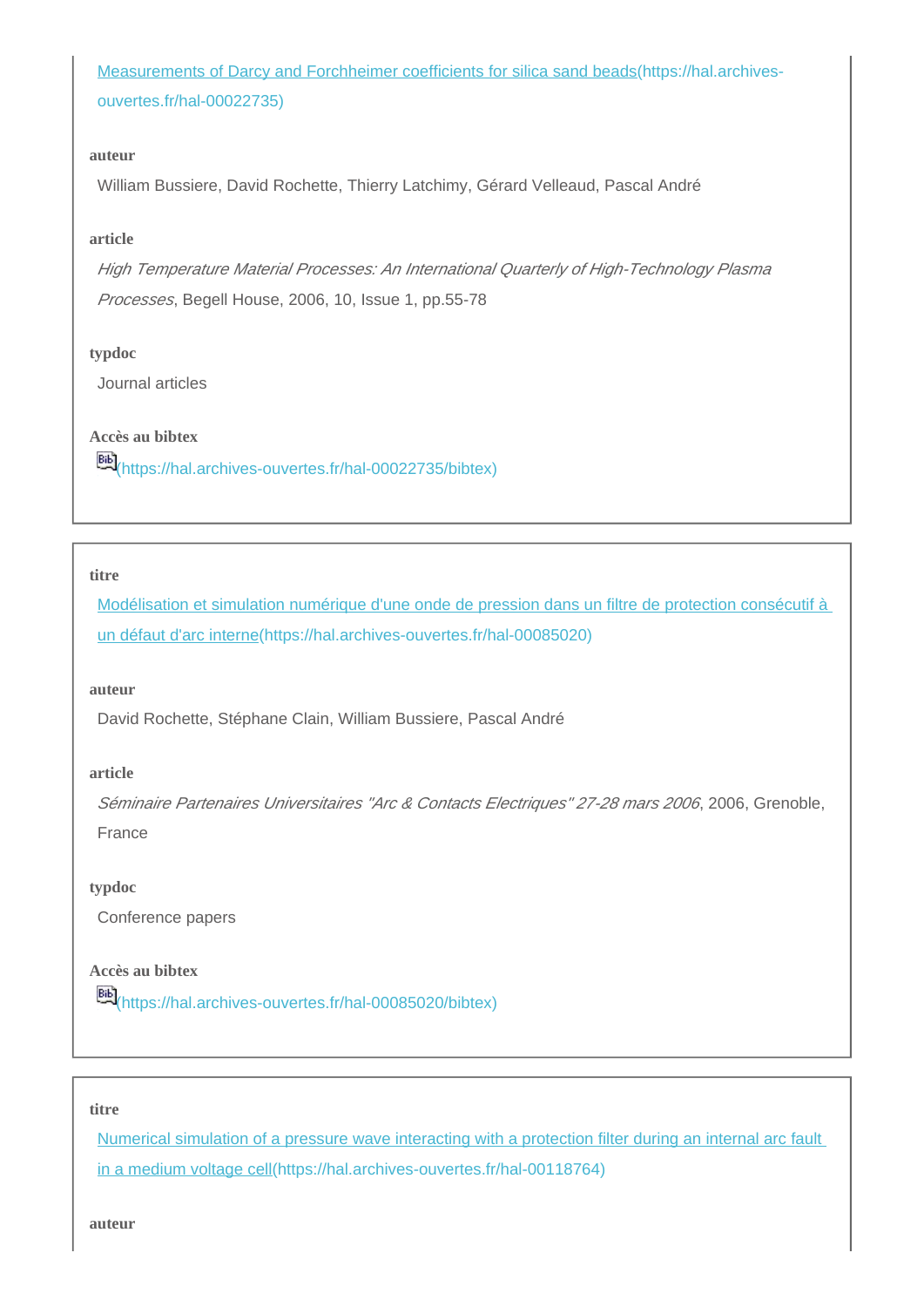[Measurements of Darcy and Forchheimer coefficients for silica sand beads](https://hal.archives-ouvertes.fr/hal-00022735)(https://hal.archives-ouvertes.fr/hal-00022735)

**auteur**

William Bussiere, David Rochette, Thierry Latchimy, Gérard Velleaud, Pascal André

**article**

*High Temperature Material Processes: An International Quarterly of High-Technology Plasma Processes*, Begell House, 2006, 10, Issue 1, pp.55-78

**typdoc**

Journal articles

**Accès au bibtex**

Bib(https://hal.archives-ouvertes.fr/hal-00022735/bibtex)

---

**titre**

[Modélisation et simulation numérique d'une onde de pression dans un filtre de protection consécutif à un défaut d'arc interne](https://hal.archives-ouvertes.fr/hal-00085020)(https://hal.archives-ouvertes.fr/hal-00085020)

**auteur**

David Rochette, Stéphane Clain, William Bussiere, Pascal André

**article**

*Séminaire Partenaires Universitaires "Arc & Contacts Electriques" 27-28 mars 2006*, 2006, Grenoble, France

**typdoc**

Conference papers

**Accès au bibtex**

Bib(https://hal.archives-ouvertes.fr/hal-00085020/bibtex)

---

**titre**

[Numerical simulation of a pressure wave interacting with a protection filter during an internal arc fault in a medium voltage cell](https://hal.archives-ouvertes.fr/hal-00118764)(https://hal.archives-ouvertes.fr/hal-00118764)

**auteur**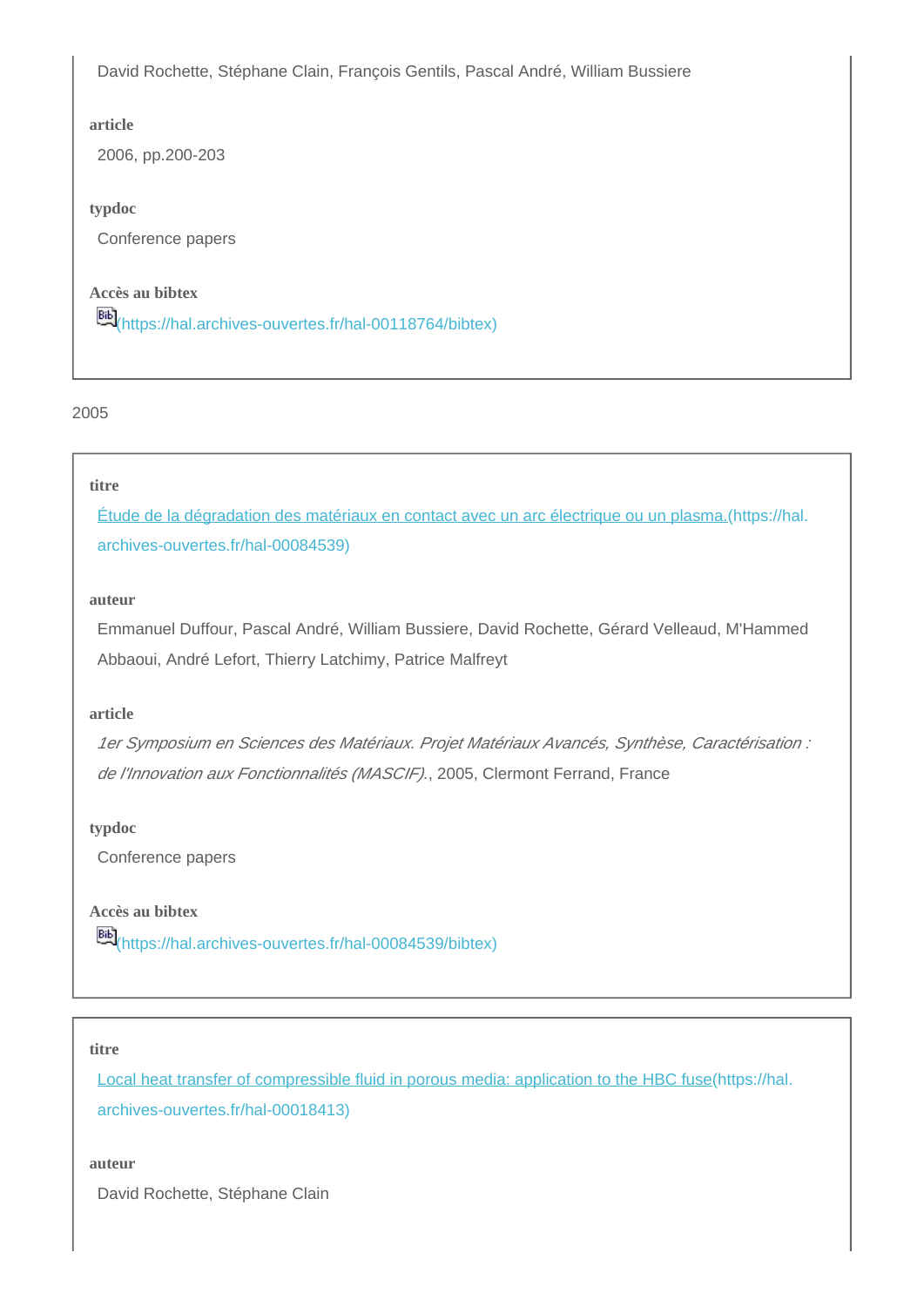David Rochette, Stéphane Clain, François Gentils, Pascal André, William Bussiere

**article**

2006, pp.200-203

**typdoc**

Conference papers

**Accès au bibtex**

(https://hal.archives-ouvertes.fr/hal-00118764/bibtex)

2005

**titre**

[Étude de la dégradation des matériaux en contact avec un arc électrique ou un plasma.](https://hal.archives-ouvertes.fr/hal-00084539)(https://hal.archives-ouvertes.fr/hal-00084539)

**auteur**

Emmanuel Duffour, Pascal André, William Bussiere, David Rochette, Gérard Velleaud, M'Hammed Abbaoui, André Lefort, Thierry Latchimy, Patrice Malfreyt

**article**

*1er Symposium en Sciences des Matériaux. Projet Matériaux Avancés, Synthèse, Caractérisation : de l'Innovation aux Fonctionnalités (MASCIF).*, 2005, Clermont Ferrand, France

**typdoc**

Conference papers

**Accès au bibtex**

(https://hal.archives-ouvertes.fr/hal-00084539/bibtex)

**titre**

[Local heat transfer of compressible fluid in porous media: application to the HBC fuse](https://hal.archives-ouvertes.fr/hal-00018413)(https://hal.archives-ouvertes.fr/hal-00018413)

**auteur**

David Rochette, Stéphane Clain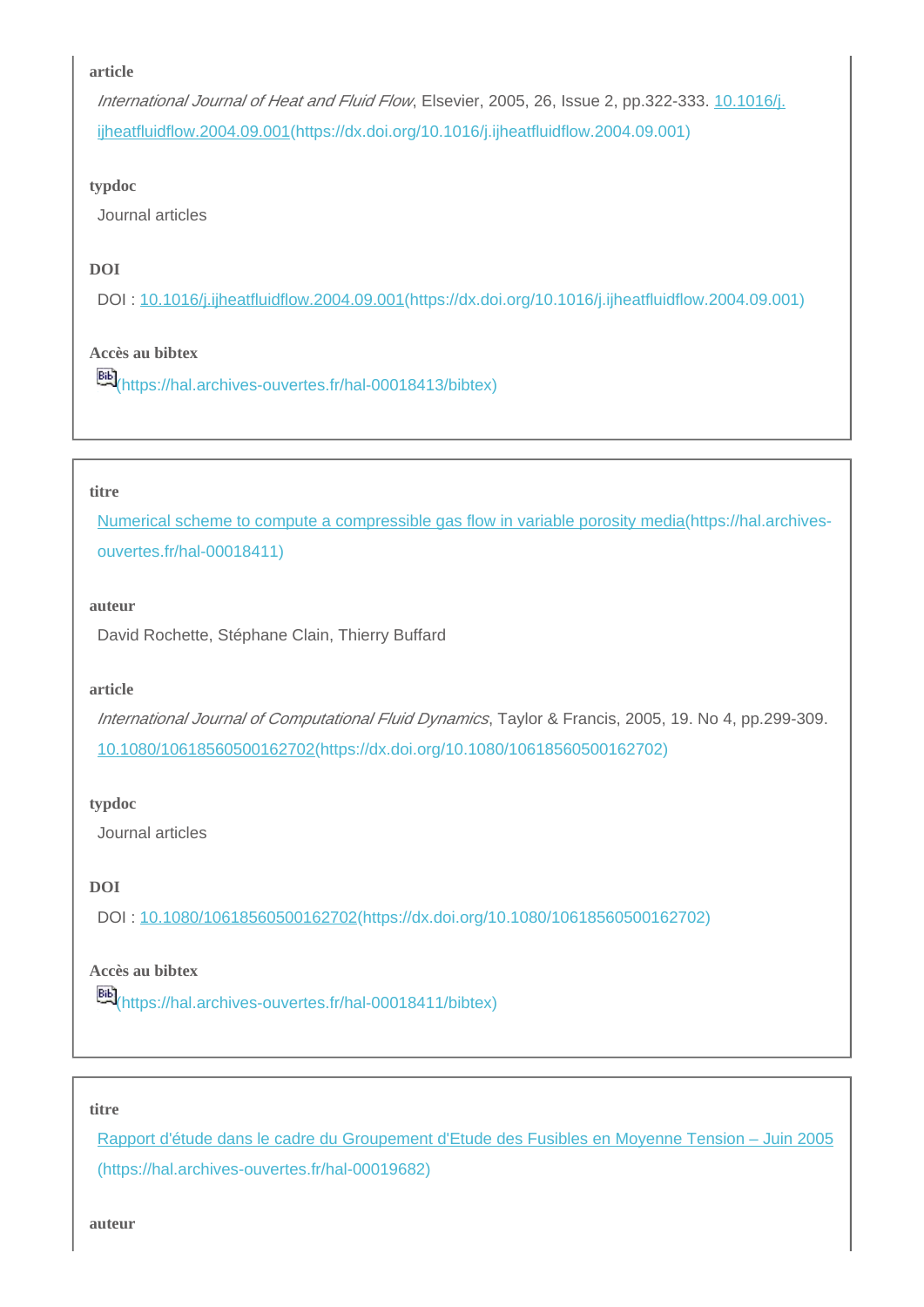**article**

*International Journal of Heat and Fluid Flow*, Elsevier, 2005, 26, Issue 2, pp.322-333. [10.1016/j.ijheatfluidflow.2004.09.001](https://dx.doi.org/10.1016/j.ijheatfluidflow.2004.09.001)(https://dx.doi.org/10.1016/j.ijheatfluidflow.2004.09.001)

**typdoc**

Journal articles

**DOI**

DOI : [10.1016/j.ijheatfluidflow.2004.09.001](https://dx.doi.org/10.1016/j.ijheatfluidflow.2004.09.001)(https://dx.doi.org/10.1016/j.ijheatfluidflow.2004.09.001)

**Accès au bibtex**

Bib(https://hal.archives-ouvertes.fr/hal-00018413/bibtex)

---

**titre**

[Numerical scheme to compute a compressible gas flow in variable porosity media](https://hal.archives-ouvertes.fr/hal-00018411)(https://hal.archives-ouvertes.fr/hal-00018411)

**auteur**

David Rochette, Stéphane Clain, Thierry Buffard

**article**

*International Journal of Computational Fluid Dynamics*, Taylor & Francis, 2005, 19. No 4, pp.299-309. [10.1080/10618560500162702](https://dx.doi.org/10.1080/10618560500162702)(https://dx.doi.org/10.1080/10618560500162702)

**typdoc**

Journal articles

**DOI**

DOI : [10.1080/10618560500162702](https://dx.doi.org/10.1080/10618560500162702)(https://dx.doi.org/10.1080/10618560500162702)

**Accès au bibtex**

Bib(https://hal.archives-ouvertes.fr/hal-00018411/bibtex)

---

**titre**

[Rapport d'étude dans le cadre du Groupement d'Etude des Fusibles en Moyenne Tension – Juin 2005](https://hal.archives-ouvertes.fr/hal-00019682)(https://hal.archives-ouvertes.fr/hal-00019682)

**auteur**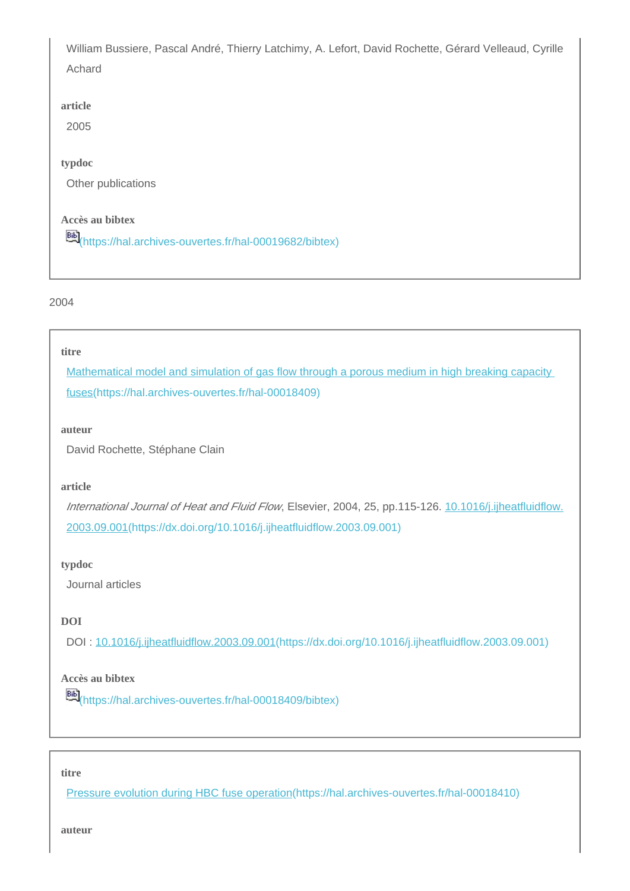William Bussiere, Pascal André, Thierry Latchimy, A. Lefort, David Rochette, Gérard Velleaud, Cyrille Achard

**article**

2005

**typdoc**

Other publications

**Accès au bibtex**

(https://hal.archives-ouvertes.fr/hal-00019682/bibtex)

2004

**titre**

Mathematical model and simulation of gas flow through a porous medium in high breaking capacity fuses(https://hal.archives-ouvertes.fr/hal-00018409)

**auteur**

David Rochette, Stéphane Clain

**article**

*International Journal of Heat and Fluid Flow*, Elsevier, 2004, 25, pp.115-126. 10.1016/j.ijheatfluidflow.2003.09.001(https://dx.doi.org/10.1016/j.ijheatfluidflow.2003.09.001)

**typdoc**

Journal articles

**DOI**

DOI : 10.1016/j.ijheatfluidflow.2003.09.001(https://dx.doi.org/10.1016/j.ijheatfluidflow.2003.09.001)

**Accès au bibtex**

(https://hal.archives-ouvertes.fr/hal-00018409/bibtex)

**titre**

Pressure evolution during HBC fuse operation(https://hal.archives-ouvertes.fr/hal-00018410)

**auteur**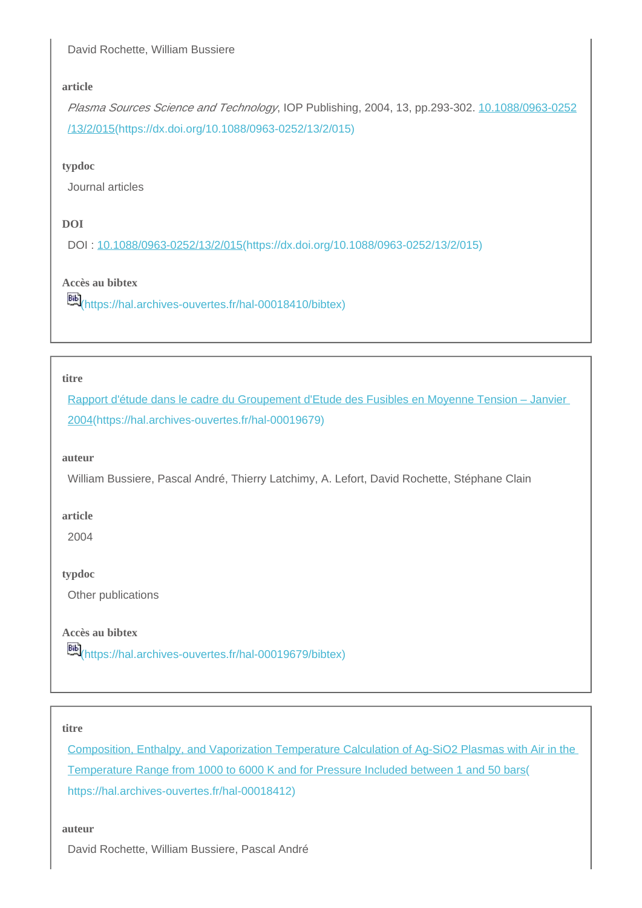David Rochette, William Bussiere

**article**

*Plasma Sources Science and Technology*, IOP Publishing, 2004, 13, pp.293-302. [10.1088/0963-0252/13/2/015](https://dx.doi.org/10.1088/0963-0252/13/2/015)

**typdoc**

Journal articles

**DOI**

DOI : [10.1088/0963-0252/13/2/015](https://dx.doi.org/10.1088/0963-0252/13/2/015)

**Accès au bibtex**

[Bib](https://hal.archives-ouvertes.fr/hal-00018410/bibtex)

---

**titre**

[Rapport d'étude dans le cadre du Groupement d'Etude des Fusibles en Moyenne Tension – Janvier 2004](https://hal.archives-ouvertes.fr/hal-00019679)

**auteur**

William Bussiere, Pascal André, Thierry Latchimy, A. Lefort, David Rochette, Stéphane Clain

**article**

2004

**typdoc**

Other publications

**Accès au bibtex**

[Bib](https://hal.archives-ouvertes.fr/hal-00019679/bibtex)

---

**titre**

[Composition, Enthalpy, and Vaporization Temperature Calculation of Ag-SiO2 Plasmas with Air in the Temperature Range from 1000 to 6000 K and for Pressure Included between 1 and 50 bars](https://hal.archives-ouvertes.fr/hal-00018412)

**auteur**

David Rochette, William Bussiere, Pascal André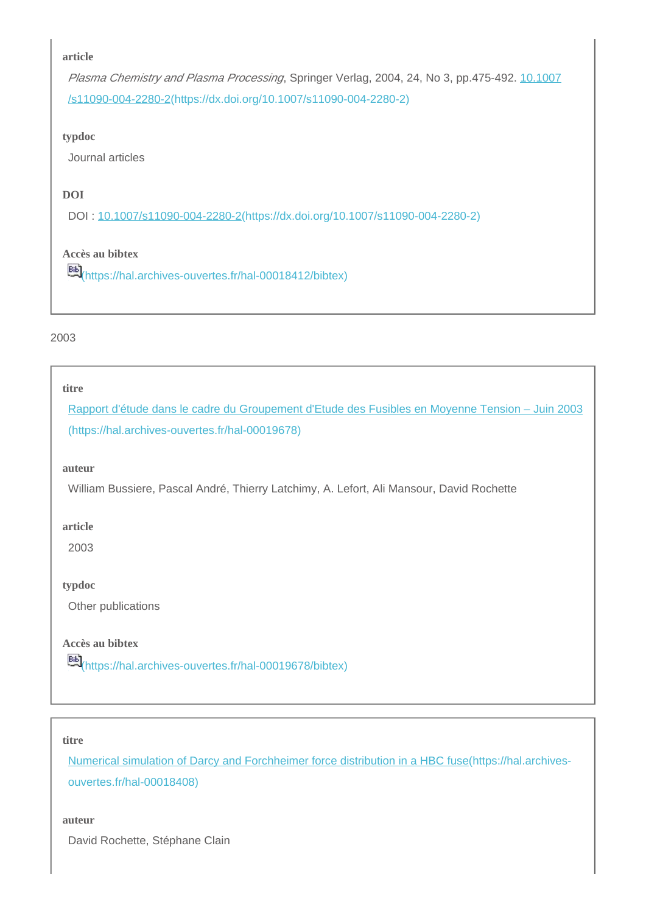**article**

*Plasma Chemistry and Plasma Processing*, Springer Verlag, 2004, 24, No 3, pp.475-492. [10.1007/s11090-004-2280-2](https://dx.doi.org/10.1007/s11090-004-2280-2)(https://dx.doi.org/10.1007/s11090-004-2280-2)

**typdoc**

Journal articles

**DOI**

DOI : [10.1007/s11090-004-2280-2](https://dx.doi.org/10.1007/s11090-004-2280-2)(https://dx.doi.org/10.1007/s11090-004-2280-2)

**Accès au bibtex**

Bib(https://hal.archives-ouvertes.fr/hal-00018412/bibtex)

2003

**titre**

[Rapport d'étude dans le cadre du Groupement d'Etude des Fusibles en Moyenne Tension – Juin 2003](https://hal.archives-ouvertes.fr/hal-00019678)(https://hal.archives-ouvertes.fr/hal-00019678)

**auteur**

William Bussiere, Pascal André, Thierry Latchimy, A. Lefort, Ali Mansour, David Rochette

**article**

2003

**typdoc**

Other publications

**Accès au bibtex**

Bib(https://hal.archives-ouvertes.fr/hal-00019678/bibtex)

**titre**

[Numerical simulation of Darcy and Forchheimer force distribution in a HBC fuse](https://hal.archives-ouvertes.fr/hal-00018408)(https://hal.archives-ouvertes.fr/hal-00018408)

**auteur**

David Rochette, Stéphane Clain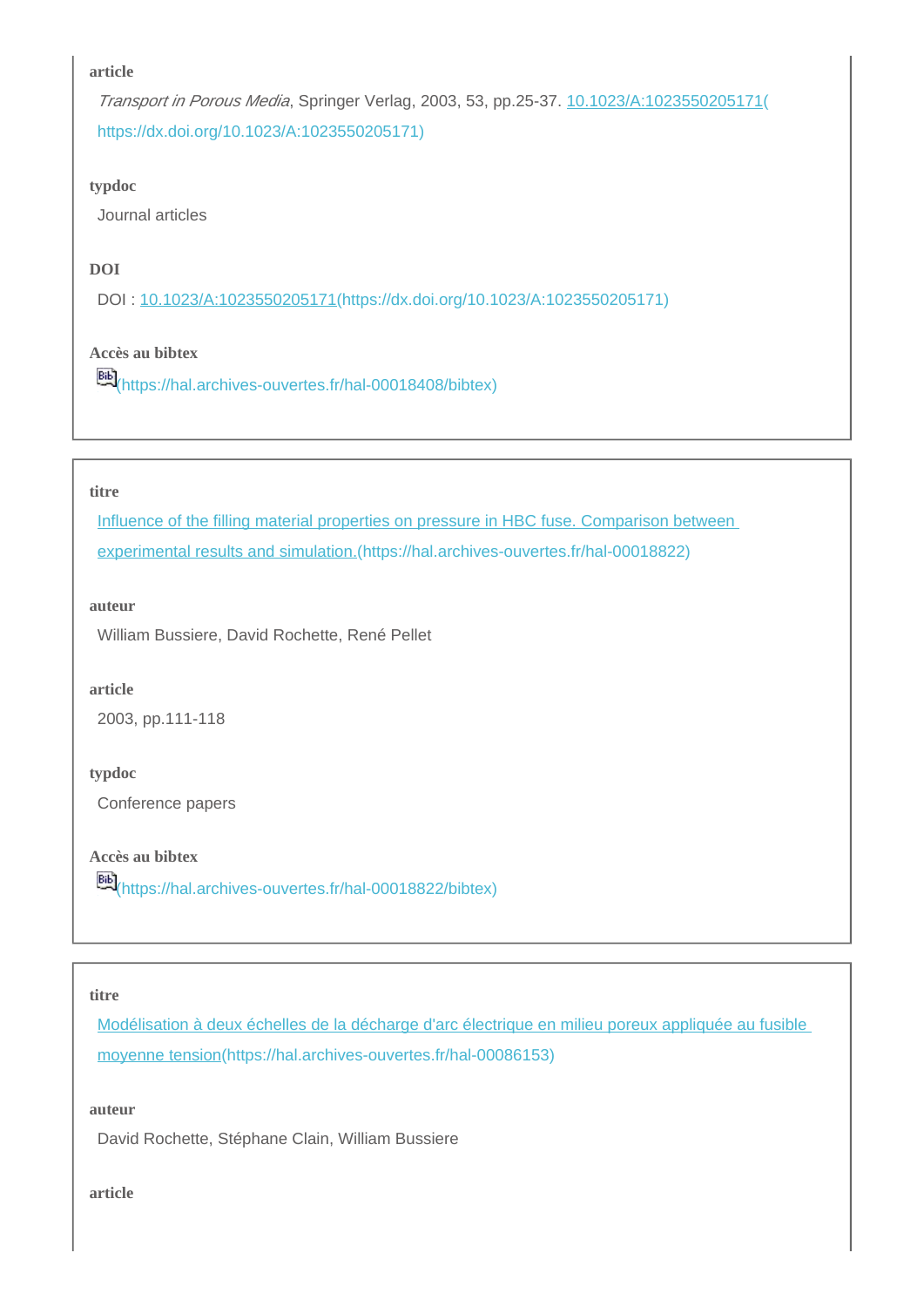**article**

*Transport in Porous Media*, Springer Verlag, 2003, 53, pp.25-37. [10.1023/A:1023550205171](https://dx.doi.org/10.1023/A:1023550205171)(https://dx.doi.org/10.1023/A:1023550205171)

**typdoc**

Journal articles

**DOI**

DOI : [10.1023/A:1023550205171](https://dx.doi.org/10.1023/A:1023550205171)(https://dx.doi.org/10.1023/A:1023550205171)

**Accès au bibtex**

Bib(https://hal.archives-ouvertes.fr/hal-00018408/bibtex)

---

**titre**

[Influence of the filling material properties on pressure in HBC fuse. Comparison between experimental results and simulation.](https://hal.archives-ouvertes.fr/hal-00018822)(https://hal.archives-ouvertes.fr/hal-00018822)

**auteur**

William Bussiere, David Rochette, René Pellet

**article**

2003, pp.111-118

**typdoc**

Conference papers

**Accès au bibtex**

Bib(https://hal.archives-ouvertes.fr/hal-00018822/bibtex)

---

**titre**

[Modélisation à deux échelles de la décharge d'arc électrique en milieu poreux appliquée au fusible moyenne tension](https://hal.archives-ouvertes.fr/hal-00086153)(https://hal.archives-ouvertes.fr/hal-00086153)

**auteur**

David Rochette, Stéphane Clain, William Bussiere

**article**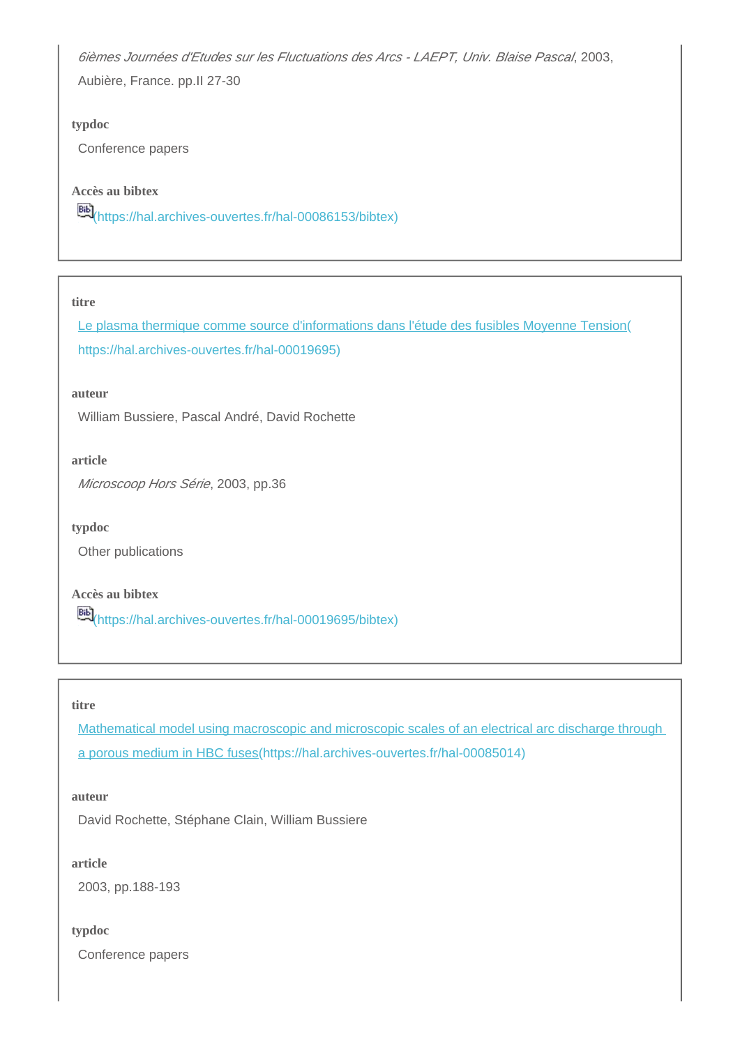*6ièmes Journées d'Etudes sur les Fluctuations des Arcs - LAEPT, Univ. Blaise Pascal*, 2003, Aubière, France. pp.II 27-30

**typdoc**

Conference papers

**Accès au bibtex**

Bib(https://hal.archives-ouvertes.fr/hal-00086153/bibtex)

---

**titre**

Le plasma thermique comme source d'informations dans l'étude des fusibles Moyenne Tension( https://hal.archives-ouvertes.fr/hal-00019695)

**auteur**

William Bussiere, Pascal André, David Rochette

**article**

*Microscoop Hors Série*, 2003, pp.36

**typdoc**

Other publications

**Accès au bibtex**

Bib(https://hal.archives-ouvertes.fr/hal-00019695/bibtex)

---

**titre**

Mathematical model using macroscopic and microscopic scales of an electrical arc discharge through a porous medium in HBC fuses(https://hal.archives-ouvertes.fr/hal-00085014)

**auteur**

David Rochette, Stéphane Clain, William Bussiere

**article**

2003, pp.188-193

**typdoc**

Conference papers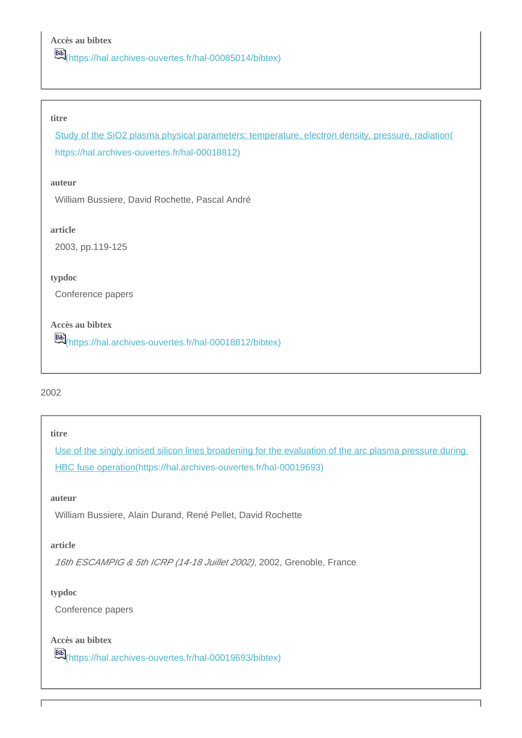**Accès au bibtex**

(https://hal.archives-ouvertes.fr/hal-00085014/bibtex)

**titre**

[Study of the SiO2 plasma physical parameters: temperature, electron density, pressure, radiation](https://hal.archives-ouvertes.fr/hal-00018812)

**auteur**

William Bussiere, David Rochette, Pascal André

**article**

2003, pp.119-125

**typdoc**

Conference papers

**Accès au bibtex**

(https://hal.archives-ouvertes.fr/hal-00018812/bibtex)

2002

**titre**

[Use of the singly ionised silicon lines broadening for the evaluation of the arc plasma pressure during HBC fuse operation](https://hal.archives-ouvertes.fr/hal-00019693)

**auteur**

William Bussiere, Alain Durand, René Pellet, David Rochette

**article**

*16th ESCAMPIG & 5th ICRP (14-18 Juillet 2002)*, 2002, Grenoble, France

**typdoc**

Conference papers

**Accès au bibtex**

(https://hal.archives-ouvertes.fr/hal-00019693/bibtex)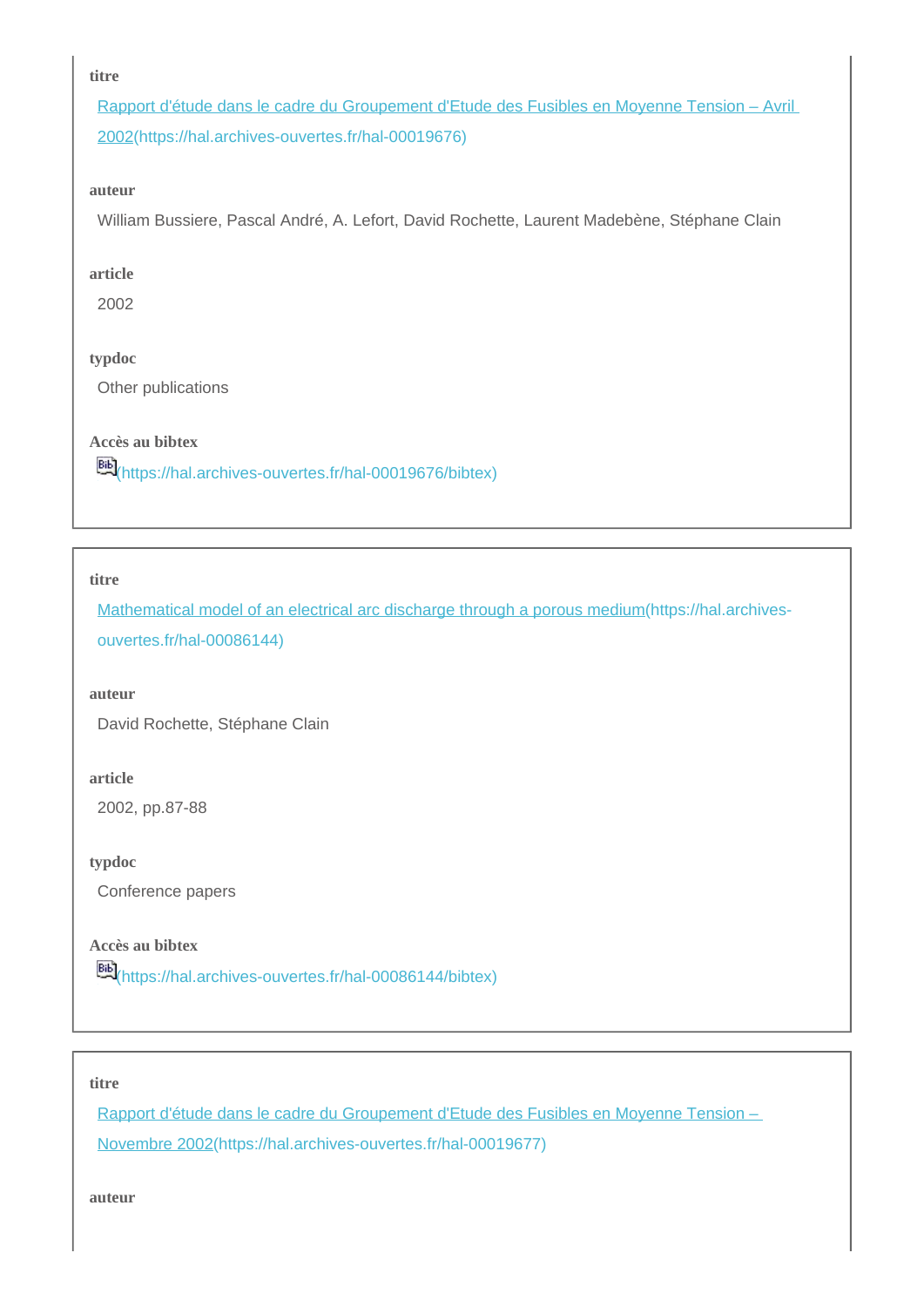**titre**

[Rapport d'étude dans le cadre du Groupement d'Etude des Fusibles en Moyenne Tension – Avril 2002](https://hal.archives-ouvertes.fr/hal-00019676)(https://hal.archives-ouvertes.fr/hal-00019676)

**auteur**

William Bussiere, Pascal André, A. Lefort, David Rochette, Laurent Madebène, Stéphane Clain

**article**

2002

**typdoc**

Other publications

**Accès au bibtex**

(https://hal.archives-ouvertes.fr/hal-00019676/bibtex)

---

**titre**

[Mathematical model of an electrical arc discharge through a porous medium](https://hal.archives-ouvertes.fr/hal-00086144)(https://hal.archives-ouvertes.fr/hal-00086144)

**auteur**

David Rochette, Stéphane Clain

**article**

2002, pp.87-88

**typdoc**

Conference papers

**Accès au bibtex**

(https://hal.archives-ouvertes.fr/hal-00086144/bibtex)

---

**titre**

[Rapport d'étude dans le cadre du Groupement d'Etude des Fusibles en Moyenne Tension – Novembre 2002](https://hal.archives-ouvertes.fr/hal-00019677)(https://hal.archives-ouvertes.fr/hal-00019677)

**auteur**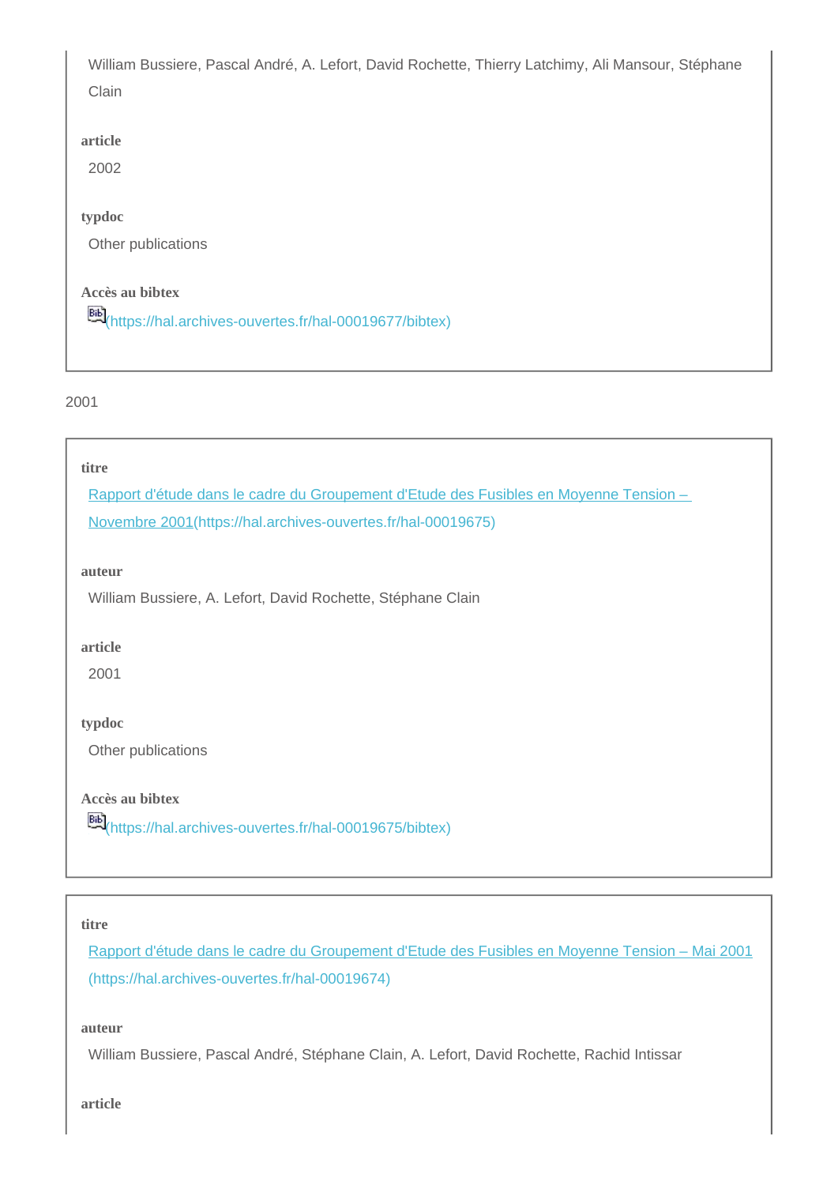William Bussiere, Pascal André, A. Lefort, David Rochette, Thierry Latchimy, Ali Mansour, Stéphane Clain

**article**

2002

**typdoc**

Other publications

**Accès au bibtex**

(https://hal.archives-ouvertes.fr/hal-00019677/bibtex)

2001

**titre**

[Rapport d'étude dans le cadre du Groupement d'Etude des Fusibles en Moyenne Tension – Novembre 2001](https://hal.archives-ouvertes.fr/hal-00019675)(https://hal.archives-ouvertes.fr/hal-00019675)

**auteur**

William Bussiere, A. Lefort, David Rochette, Stéphane Clain

**article**

2001

**typdoc**

Other publications

**Accès au bibtex**

(https://hal.archives-ouvertes.fr/hal-00019675/bibtex)

**titre**

[Rapport d'étude dans le cadre du Groupement d'Etude des Fusibles en Moyenne Tension – Mai 2001](https://hal.archives-ouvertes.fr/hal-00019674)(https://hal.archives-ouvertes.fr/hal-00019674)

**auteur**

William Bussiere, Pascal André, Stéphane Clain, A. Lefort, David Rochette, Rachid Intissar

**article**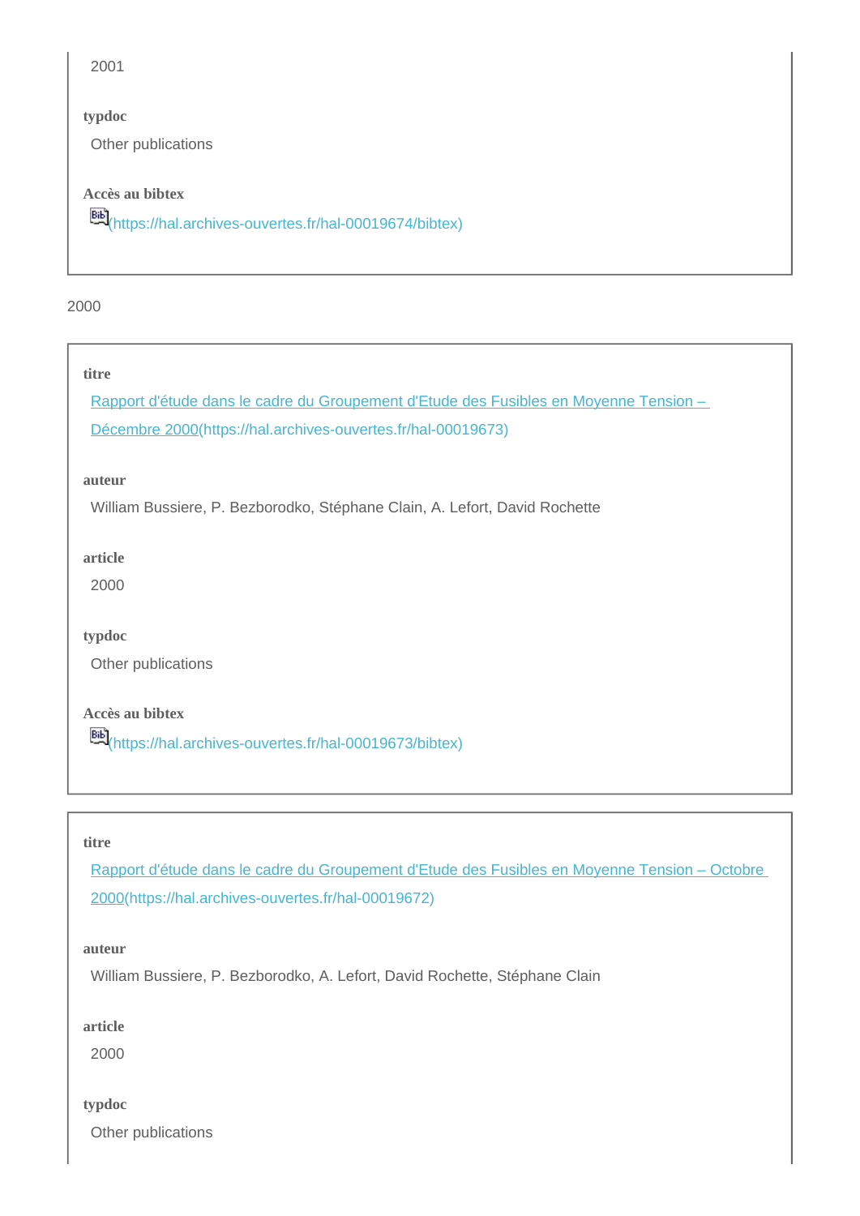2001

**typdoc**

Other publications

**Accès au bibtex**

(https://hal.archives-ouvertes.fr/hal-00019674/bibtex)

2000

**titre**

Rapport d'étude dans le cadre du Groupement d'Etude des Fusibles en Moyenne Tension – Décembre 2000(https://hal.archives-ouvertes.fr/hal-00019673)

**auteur**

William Bussiere, P. Bezborodko, Stéphane Clain, A. Lefort, David Rochette

**article**

2000

**typdoc**

Other publications

**Accès au bibtex**

(https://hal.archives-ouvertes.fr/hal-00019673/bibtex)

**titre**

Rapport d'étude dans le cadre du Groupement d'Etude des Fusibles en Moyenne Tension – Octobre 2000(https://hal.archives-ouvertes.fr/hal-00019672)

**auteur**

William Bussiere, P. Bezborodko, A. Lefort, David Rochette, Stéphane Clain

**article**

2000

**typdoc**

Other publications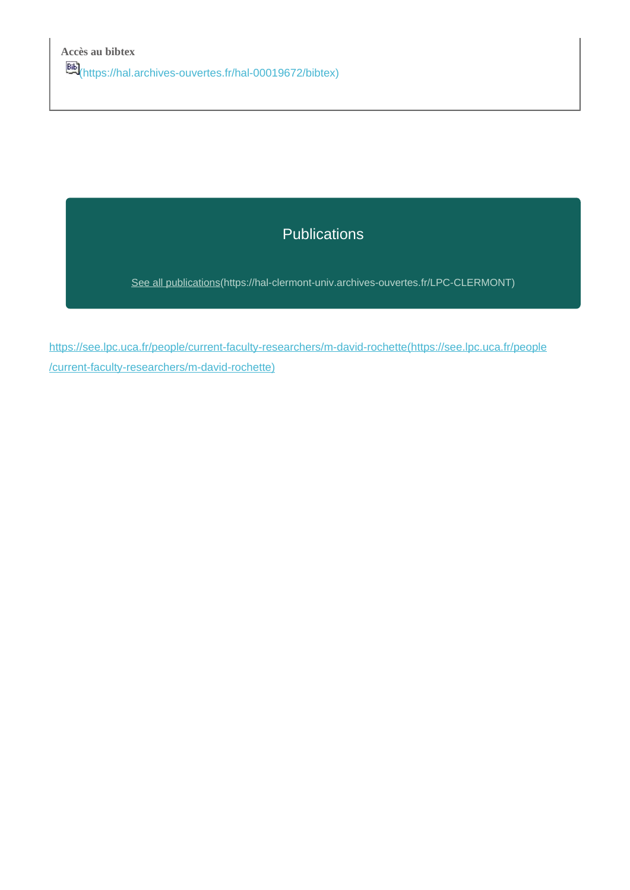**Accès au bibtex**

(https://hal.archives-ouvertes.fr/hal-00019672/bibtex)

## Publications

See all publications(https://hal-clermont-univ.archives-ouvertes.fr/LPC-CLERMONT)

https://see.lpc.uca.fr/people/current-faculty-researchers/m-david-rochette(https://see.lpc.uca.fr/people/current-faculty-researchers/m-david-rochette)